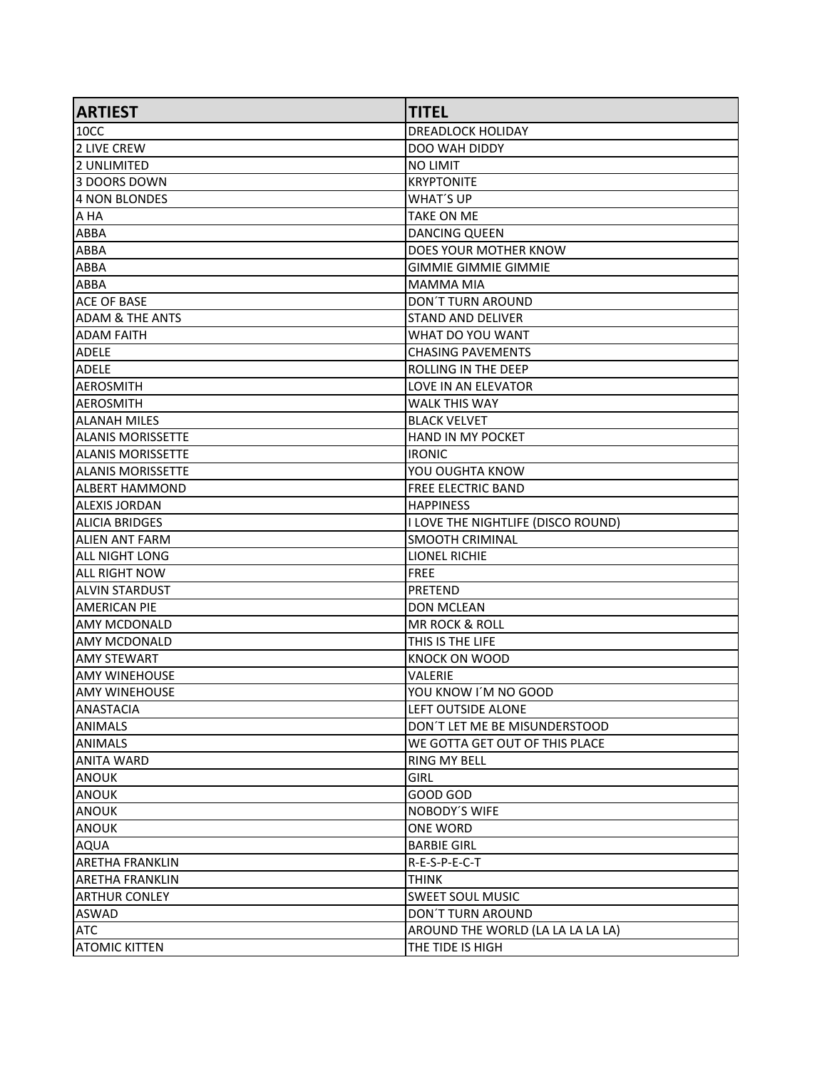| ARTIEST | TITEL |
| --- | --- |
| 10CC | DREADLOCK HOLIDAY |
| 2 LIVE CREW | DOO WAH DIDDY |
| 2 UNLIMITED | NO LIMIT |
| 3 DOORS DOWN | KRYPTONITE |
| 4 NON BLONDES | WHAT´S UP |
| A HA | TAKE ON ME |
| ABBA | DANCING QUEEN |
| ABBA | DOES YOUR MOTHER KNOW |
| ABBA | GIMMIE GIMMIE GIMMIE |
| ABBA | MAMMA MIA |
| ACE OF BASE | DON´T TURN AROUND |
| ADAM & THE ANTS | STAND AND DELIVER |
| ADAM FAITH | WHAT DO YOU WANT |
| ADELE | CHASING PAVEMENTS |
| ADELE | ROLLING IN THE DEEP |
| AEROSMITH | LOVE IN AN ELEVATOR |
| AEROSMITH | WALK THIS WAY |
| ALANAH MILES | BLACK VELVET |
| ALANIS MORISSETTE | HAND IN MY POCKET |
| ALANIS MORISSETTE | IRONIC |
| ALANIS MORISSETTE | YOU OUGHTA KNOW |
| ALBERT HAMMOND | FREE ELECTRIC BAND |
| ALEXIS JORDAN | HAPPINESS |
| ALICIA BRIDGES | I LOVE THE NIGHTLIFE (DISCO ROUND) |
| ALIEN ANT FARM | SMOOTH CRIMINAL |
| ALL NIGHT LONG | LIONEL RICHIE |
| ALL RIGHT NOW | FREE |
| ALVIN STARDUST | PRETEND |
| AMERICAN PIE | DON MCLEAN |
| AMY MCDONALD | MR ROCK & ROLL |
| AMY MCDONALD | THIS IS THE LIFE |
| AMY STEWART | KNOCK ON WOOD |
| AMY WINEHOUSE | VALERIE |
| AMY WINEHOUSE | YOU KNOW I´M NO GOOD |
| ANASTACIA | LEFT OUTSIDE ALONE |
| ANIMALS | DON´T LET ME BE MISUNDERSTOOD |
| ANIMALS | WE GOTTA GET OUT OF THIS PLACE |
| ANITA WARD | RING MY BELL |
| ANOUK | GIRL |
| ANOUK | GOOD GOD |
| ANOUK | NOBODY´S WIFE |
| ANOUK | ONE WORD |
| AQUA | BARBIE GIRL |
| ARETHA FRANKLIN | R-E-S-P-E-C-T |
| ARETHA FRANKLIN | THINK |
| ARTHUR CONLEY | SWEET SOUL MUSIC |
| ASWAD | DON´T TURN AROUND |
| ATC | AROUND THE WORLD (LA LA LA LA LA) |
| ATOMIC KITTEN | THE TIDE IS HIGH |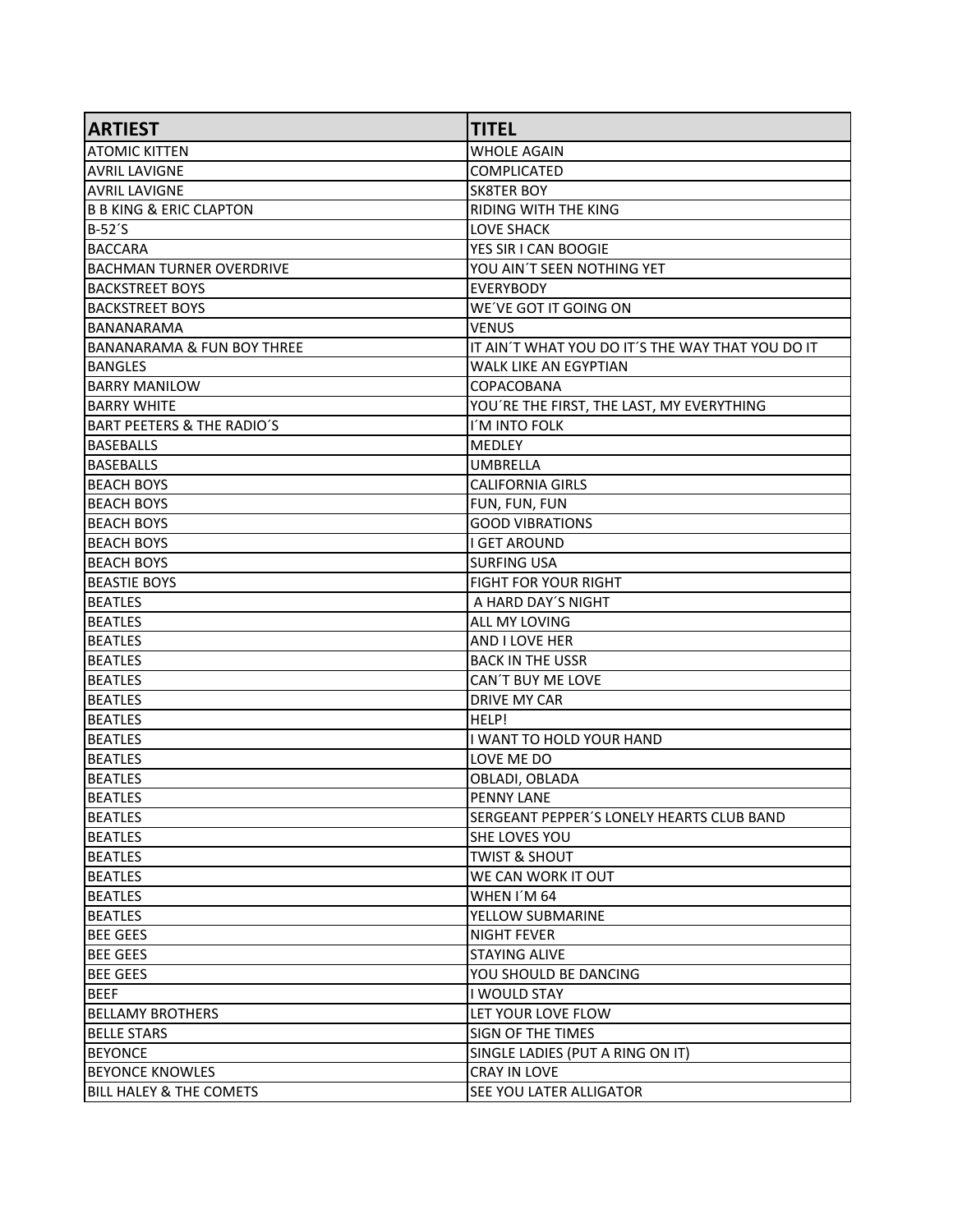| ARTIEST | TITEL |
|---|---|
| ATOMIC KITTEN | WHOLE AGAIN |
| AVRIL LAVIGNE | COMPLICATED |
| AVRIL LAVIGNE | SK8TER BOY |
| B B KING & ERIC CLAPTON | RIDING WITH THE KING |
| B-52´S | LOVE SHACK |
| BACCARA | YES SIR I CAN BOOGIE |
| BACHMAN TURNER OVERDRIVE | YOU AIN´T SEEN NOTHING YET |
| BACKSTREET BOYS | EVERYBODY |
| BACKSTREET BOYS | WE´VE GOT IT GOING ON |
| BANANARAMA | VENUS |
| BANANARAMA & FUN BOY THREE | IT AIN´T WHAT YOU DO IT´S THE WAY THAT YOU DO IT |
| BANGLES | WALK LIKE AN EGYPTIAN |
| BARRY MANILOW | COPACOBANA |
| BARRY WHITE | YOU´RE THE FIRST, THE LAST, MY EVERYTHING |
| BART PEETERS & THE RADIO´S | I´M INTO FOLK |
| BASEBALLS | MEDLEY |
| BASEBALLS | UMBRELLA |
| BEACH BOYS | CALIFORNIA GIRLS |
| BEACH BOYS | FUN, FUN, FUN |
| BEACH BOYS | GOOD VIBRATIONS |
| BEACH BOYS | I GET AROUND |
| BEACH BOYS | SURFING USA |
| BEASTIE BOYS | FIGHT FOR YOUR RIGHT |
| BEATLES | A HARD DAY´S NIGHT |
| BEATLES | ALL MY LOVING |
| BEATLES | AND I LOVE HER |
| BEATLES | BACK IN THE USSR |
| BEATLES | CAN´T BUY ME LOVE |
| BEATLES | DRIVE MY CAR |
| BEATLES | HELP! |
| BEATLES | I WANT TO HOLD YOUR HAND |
| BEATLES | LOVE ME DO |
| BEATLES | OBLADI, OBLADA |
| BEATLES | PENNY LANE |
| BEATLES | SERGEANT PEPPER´S LONELY HEARTS CLUB BAND |
| BEATLES | SHE LOVES YOU |
| BEATLES | TWIST & SHOUT |
| BEATLES | WE CAN WORK IT OUT |
| BEATLES | WHEN I´M 64 |
| BEATLES | YELLOW SUBMARINE |
| BEE GEES | NIGHT FEVER |
| BEE GEES | STAYING ALIVE |
| BEE GEES | YOU SHOULD BE DANCING |
| BEEF | I WOULD STAY |
| BELLAMY BROTHERS | LET YOUR LOVE FLOW |
| BELLE STARS | SIGN OF THE TIMES |
| BEYONCE | SINGLE LADIES (PUT A RING ON IT) |
| BEYONCE KNOWLES | CRAY IN LOVE |
| BILL HALEY & THE COMETS | SEE YOU LATER ALLIGATOR |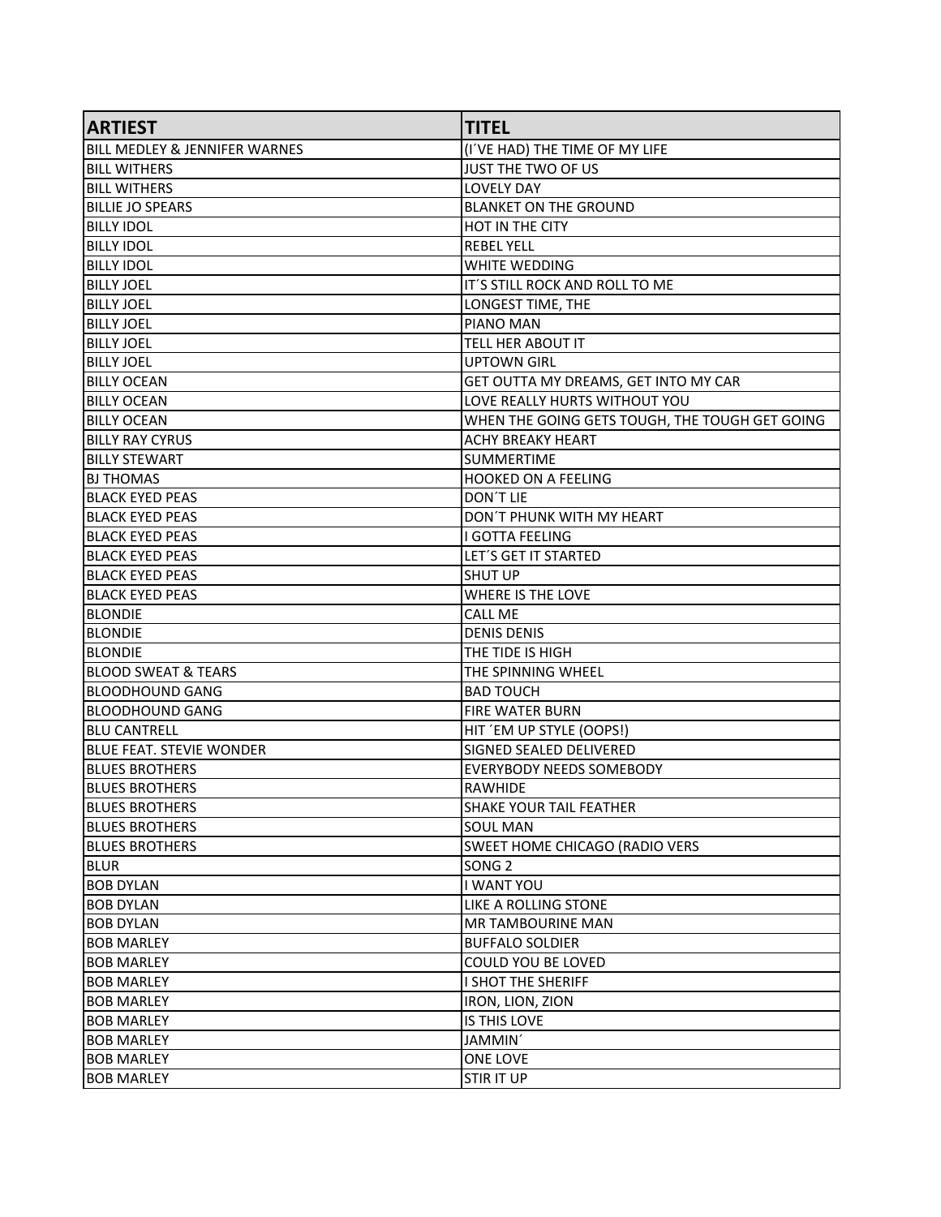| ARTIEST | TITEL |
| --- | --- |
| BILL MEDLEY & JENNIFER WARNES | (I´VE HAD) THE TIME OF MY LIFE |
| BILL WITHERS | JUST THE TWO OF US |
| BILL WITHERS | LOVELY DAY |
| BILLIE JO SPEARS | BLANKET ON THE GROUND |
| BILLY IDOL | HOT IN THE CITY |
| BILLY IDOL | REBEL YELL |
| BILLY IDOL | WHITE WEDDING |
| BILLY JOEL | IT´S STILL ROCK AND ROLL TO ME |
| BILLY JOEL | LONGEST TIME, THE |
| BILLY JOEL | PIANO MAN |
| BILLY JOEL | TELL HER ABOUT IT |
| BILLY JOEL | UPTOWN GIRL |
| BILLY OCEAN | GET OUTTA MY DREAMS, GET INTO MY CAR |
| BILLY OCEAN | LOVE REALLY HURTS WITHOUT YOU |
| BILLY OCEAN | WHEN THE GOING GETS TOUGH, THE TOUGH GET GOING |
| BILLY RAY CYRUS | ACHY BREAKY HEART |
| BILLY STEWART | SUMMERTIME |
| BJ THOMAS | HOOKED ON A FEELING |
| BLACK EYED PEAS | DON´T LIE |
| BLACK EYED PEAS | DON´T PHUNK WITH MY HEART |
| BLACK EYED PEAS | I GOTTA FEELING |
| BLACK EYED PEAS | LET´S GET IT STARTED |
| BLACK EYED PEAS | SHUT UP |
| BLACK EYED PEAS | WHERE IS THE LOVE |
| BLONDIE | CALL ME |
| BLONDIE | DENIS DENIS |
| BLONDIE | THE TIDE IS HIGH |
| BLOOD SWEAT & TEARS | THE SPINNING WHEEL |
| BLOODHOUND GANG | BAD TOUCH |
| BLOODHOUND GANG | FIRE WATER BURN |
| BLU CANTRELL | HIT ´EM UP STYLE (OOPS!) |
| BLUE FEAT. STEVIE WONDER | SIGNED SEALED DELIVERED |
| BLUES BROTHERS | EVERYBODY NEEDS SOMEBODY |
| BLUES BROTHERS | RAWHIDE |
| BLUES BROTHERS | SHAKE YOUR TAIL FEATHER |
| BLUES BROTHERS | SOUL MAN |
| BLUES BROTHERS | SWEET HOME CHICAGO (RADIO VERS |
| BLUR | SONG 2 |
| BOB DYLAN | I WANT YOU |
| BOB DYLAN | LIKE A ROLLING STONE |
| BOB DYLAN | MR TAMBOURINE MAN |
| BOB MARLEY | BUFFALO SOLDIER |
| BOB MARLEY | COULD YOU BE LOVED |
| BOB MARLEY | I SHOT THE SHERIFF |
| BOB MARLEY | IRON, LION, ZION |
| BOB MARLEY | IS THIS LOVE |
| BOB MARLEY | JAMMIN´ |
| BOB MARLEY | ONE LOVE |
| BOB MARLEY | STIR IT UP |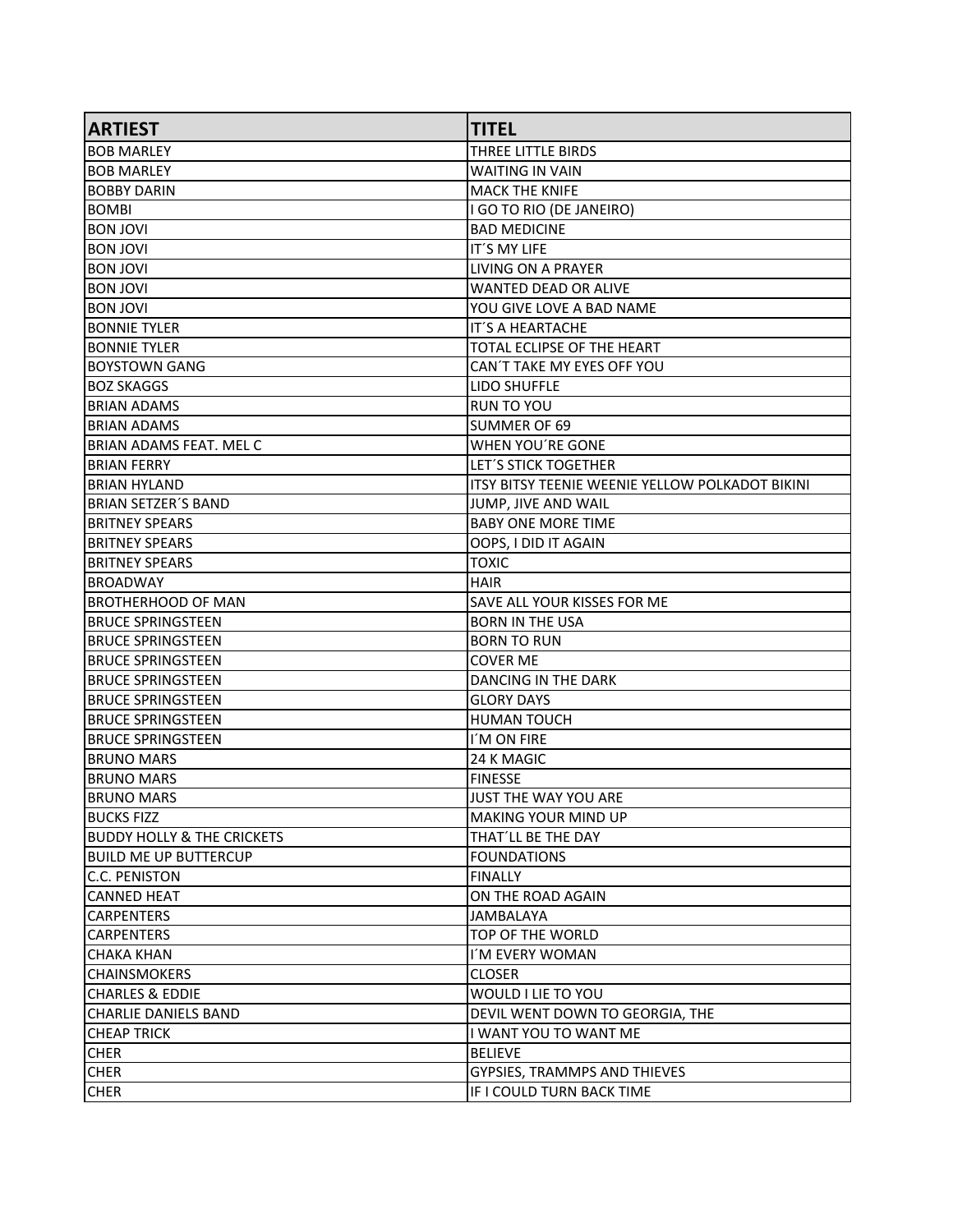| ARTIEST | TITEL |
| --- | --- |
| BOB MARLEY | THREE LITTLE BIRDS |
| BOB MARLEY | WAITING IN VAIN |
| BOBBY DARIN | MACK THE KNIFE |
| BOMBI | I GO TO RIO (DE JANEIRO) |
| BON JOVI | BAD MEDICINE |
| BON JOVI | IT´S MY LIFE |
| BON JOVI | LIVING ON A PRAYER |
| BON JOVI | WANTED DEAD OR ALIVE |
| BON JOVI | YOU GIVE LOVE A BAD NAME |
| BONNIE TYLER | IT´S A HEARTACHE |
| BONNIE TYLER | TOTAL ECLIPSE OF THE HEART |
| BOYSTOWN GANG | CAN´T TAKE MY EYES OFF YOU |
| BOZ SKAGGS | LIDO SHUFFLE |
| BRIAN ADAMS | RUN TO YOU |
| BRIAN ADAMS | SUMMER OF 69 |
| BRIAN ADAMS FEAT. MEL C | WHEN YOU´RE GONE |
| BRIAN FERRY | LET´S STICK TOGETHER |
| BRIAN HYLAND | ITSY BITSY TEENIE WEENIE YELLOW POLKADOT BIKINI |
| BRIAN SETZER´S BAND | JUMP, JIVE AND WAIL |
| BRITNEY SPEARS | BABY ONE MORE TIME |
| BRITNEY SPEARS | OOPS, I DID IT AGAIN |
| BRITNEY SPEARS | TOXIC |
| BROADWAY | HAIR |
| BROTHERHOOD OF MAN | SAVE ALL YOUR KISSES FOR ME |
| BRUCE SPRINGSTEEN | BORN IN THE USA |
| BRUCE SPRINGSTEEN | BORN TO RUN |
| BRUCE SPRINGSTEEN | COVER ME |
| BRUCE SPRINGSTEEN | DANCING IN THE DARK |
| BRUCE SPRINGSTEEN | GLORY DAYS |
| BRUCE SPRINGSTEEN | HUMAN TOUCH |
| BRUCE SPRINGSTEEN | I´M ON FIRE |
| BRUNO MARS | 24 K MAGIC |
| BRUNO MARS | FINESSE |
| BRUNO MARS | JUST THE WAY YOU ARE |
| BUCKS FIZZ | MAKING YOUR MIND UP |
| BUDDY HOLLY & THE CRICKETS | THAT´LL BE THE DAY |
| BUILD ME UP BUTTERCUP | FOUNDATIONS |
| C.C. PENISTON | FINALLY |
| CANNED HEAT | ON THE ROAD AGAIN |
| CARPENTERS | JAMBALAYA |
| CARPENTERS | TOP OF THE WORLD |
| CHAKA KHAN | I´M EVERY WOMAN |
| CHAINSMOKERS | CLOSER |
| CHARLES & EDDIE | WOULD I LIE TO YOU |
| CHARLIE DANIELS BAND | DEVIL WENT DOWN TO GEORGIA, THE |
| CHEAP TRICK | I WANT YOU TO WANT ME |
| CHER | BELIEVE |
| CHER | GYPSIES, TRAMMPS AND THIEVES |
| CHER | IF I COULD TURN BACK TIME |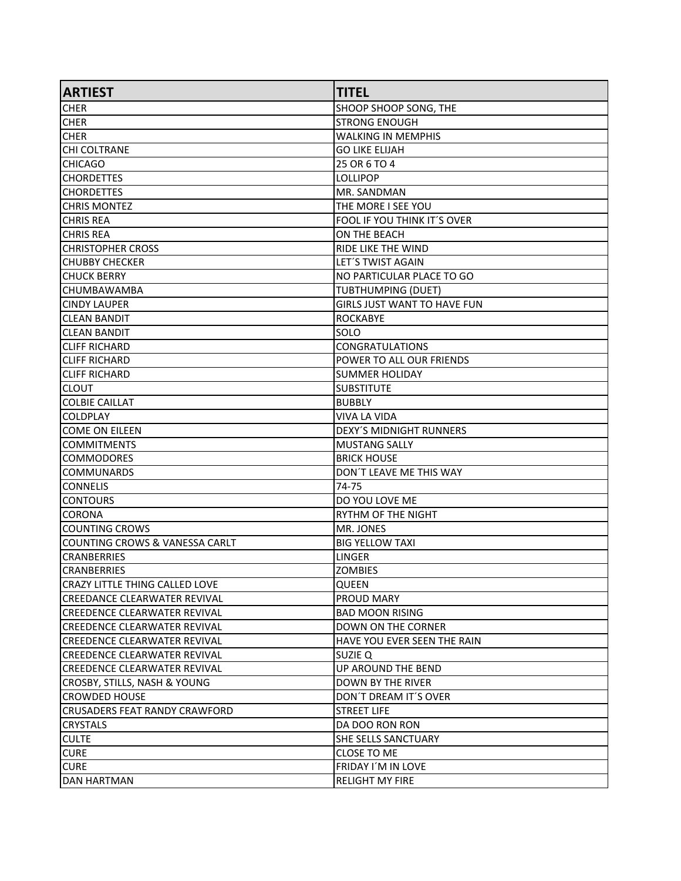| ARTIEST | TITEL |
| --- | --- |
| CHER | SHOOP SHOOP SONG, THE |
| CHER | STRONG ENOUGH |
| CHER | WALKING IN MEMPHIS |
| CHI COLTRANE | GO LIKE ELIJAH |
| CHICAGO | 25 OR 6 TO 4 |
| CHORDETTES | LOLLIPOP |
| CHORDETTES | MR. SANDMAN |
| CHRIS MONTEZ | THE MORE I SEE YOU |
| CHRIS REA | FOOL IF YOU THINK IT´S OVER |
| CHRIS REA | ON THE BEACH |
| CHRISTOPHER CROSS | RIDE LIKE THE WIND |
| CHUBBY CHECKER | LET´S TWIST AGAIN |
| CHUCK BERRY | NO PARTICULAR PLACE TO GO |
| CHUMBAWAMBA | TUBTHUMPING (DUET) |
| CINDY LAUPER | GIRLS JUST WANT TO HAVE FUN |
| CLEAN BANDIT | ROCKABYE |
| CLEAN BANDIT | SOLO |
| CLIFF RICHARD | CONGRATULATIONS |
| CLIFF RICHARD | POWER TO ALL OUR FRIENDS |
| CLIFF RICHARD | SUMMER HOLIDAY |
| CLOUT | SUBSTITUTE |
| COLBIE CAILLAT | BUBBLY |
| COLDPLAY | VIVA LA VIDA |
| COME ON EILEEN | DEXY´S MIDNIGHT RUNNERS |
| COMMITMENTS | MUSTANG SALLY |
| COMMODORES | BRICK HOUSE |
| COMMUNARDS | DON´T LEAVE ME THIS WAY |
| CONNELIS | 74-75 |
| CONTOURS | DO YOU LOVE ME |
| CORONA | RYTHM OF THE NIGHT |
| COUNTING CROWS | MR. JONES |
| COUNTING CROWS & VANESSA CARLT | BIG YELLOW TAXI |
| CRANBERRIES | LINGER |
| CRANBERRIES | ZOMBIES |
| CRAZY LITTLE THING CALLED LOVE | QUEEN |
| CREEDANCE CLEARWATER REVIVAL | PROUD MARY |
| CREEDENCE CLEARWATER REVIVAL | BAD MOON RISING |
| CREEDENCE CLEARWATER REVIVAL | DOWN ON THE CORNER |
| CREEDENCE CLEARWATER REVIVAL | HAVE YOU EVER SEEN THE RAIN |
| CREEDENCE CLEARWATER REVIVAL | SUZIE Q |
| CREEDENCE CLEARWATER REVIVAL | UP AROUND THE BEND |
| CROSBY, STILLS, NASH & YOUNG | DOWN BY THE RIVER |
| CROWDED HOUSE | DON´T DREAM IT´S OVER |
| CRUSADERS FEAT RANDY CRAWFORD | STREET LIFE |
| CRYSTALS | DA DOO RON RON |
| CULTE | SHE SELLS SANCTUARY |
| CURE | CLOSE TO ME |
| CURE | FRIDAY I´M IN LOVE |
| DAN HARTMAN | RELIGHT MY FIRE |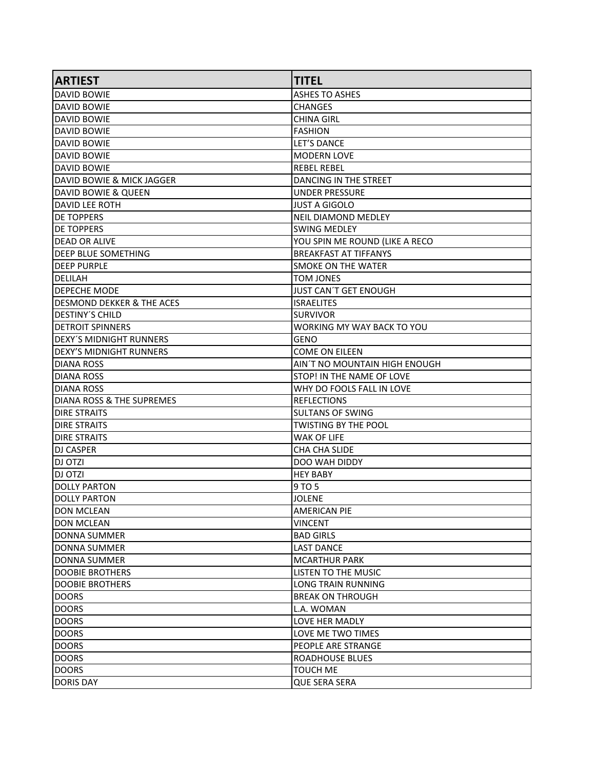| ARTIEST | TITEL |
| --- | --- |
| DAVID BOWIE | ASHES TO ASHES |
| DAVID BOWIE | CHANGES |
| DAVID BOWIE | CHINA GIRL |
| DAVID BOWIE | FASHION |
| DAVID BOWIE | LET'S DANCE |
| DAVID BOWIE | MODERN LOVE |
| DAVID BOWIE | REBEL REBEL |
| DAVID BOWIE & MICK JAGGER | DANCING IN THE STREET |
| DAVID BOWIE & QUEEN | UNDER PRESSURE |
| DAVID LEE ROTH | JUST A GIGOLO |
| DE TOPPERS | NEIL DIAMOND MEDLEY |
| DE TOPPERS | SWING MEDLEY |
| DEAD OR ALIVE | YOU SPIN ME ROUND (LIKE A RECO |
| DEEP BLUE SOMETHING | BREAKFAST AT TIFFANYS |
| DEEP PURPLE | SMOKE ON THE WATER |
| DELILAH | TOM JONES |
| DEPECHE MODE | JUST CAN´T GET ENOUGH |
| DESMOND DEKKER & THE ACES | ISRAELITES |
| DESTINY´S CHILD | SURVIVOR |
| DETROIT SPINNERS | WORKING MY WAY BACK TO YOU |
| DEXY´S MIDNIGHT RUNNERS | GENO |
| DEXY'S MIDNIGHT RUNNERS | COME ON EILEEN |
| DIANA ROSS | AIN´T NO MOUNTAIN HIGH ENOUGH |
| DIANA ROSS | STOP! IN THE NAME OF LOVE |
| DIANA ROSS | WHY DO FOOLS FALL IN LOVE |
| DIANA ROSS & THE SUPREMES | REFLECTIONS |
| DIRE STRAITS | SULTANS OF SWING |
| DIRE STRAITS | TWISTING BY THE POOL |
| DIRE STRAITS | WAK OF LIFE |
| DJ CASPER | CHA CHA SLIDE |
| DJ OTZI | DOO WAH DIDDY |
| DJ OTZI | HEY BABY |
| DOLLY PARTON | 9 TO 5 |
| DOLLY PARTON | JOLENE |
| DON MCLEAN | AMERICAN PIE |
| DON MCLEAN | VINCENT |
| DONNA SUMMER | BAD GIRLS |
| DONNA SUMMER | LAST DANCE |
| DONNA SUMMER | MCARTHUR PARK |
| DOOBIE BROTHERS | LISTEN TO THE MUSIC |
| DOOBIE BROTHERS | LONG TRAIN RUNNING |
| DOORS | BREAK ON THROUGH |
| DOORS | L.A. WOMAN |
| DOORS | LOVE HER MADLY |
| DOORS | LOVE ME TWO TIMES |
| DOORS | PEOPLE ARE STRANGE |
| DOORS | ROADHOUSE BLUES |
| DOORS | TOUCH ME |
| DORIS DAY | QUE SERA SERA |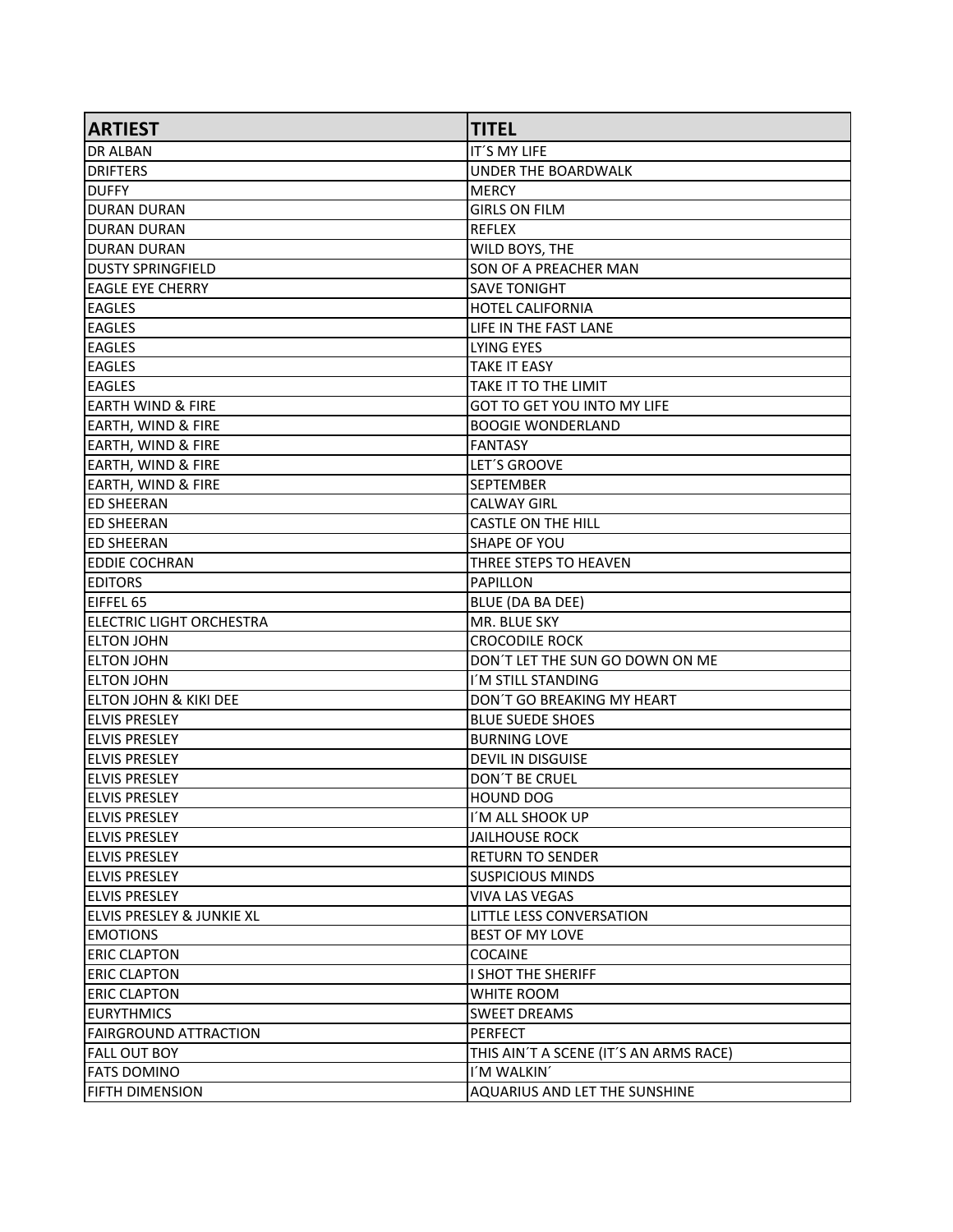| ARTIEST | TITEL |
| --- | --- |
| DR ALBAN | IT´S MY LIFE |
| DRIFTERS | UNDER THE BOARDWALK |
| DUFFY | MERCY |
| DURAN DURAN | GIRLS ON FILM |
| DURAN DURAN | REFLEX |
| DURAN DURAN | WILD BOYS, THE |
| DUSTY SPRINGFIELD | SON OF A PREACHER MAN |
| EAGLE EYE CHERRY | SAVE TONIGHT |
| EAGLES | HOTEL CALIFORNIA |
| EAGLES | LIFE IN THE FAST LANE |
| EAGLES | LYING EYES |
| EAGLES | TAKE IT EASY |
| EAGLES | TAKE IT TO THE LIMIT |
| EARTH WIND & FIRE | GOT TO GET YOU INTO MY LIFE |
| EARTH, WIND & FIRE | BOOGIE WONDERLAND |
| EARTH, WIND & FIRE | FANTASY |
| EARTH, WIND & FIRE | LET´S GROOVE |
| EARTH, WIND & FIRE | SEPTEMBER |
| ED SHEERAN | CALWAY GIRL |
| ED SHEERAN | CASTLE ON THE HILL |
| ED SHEERAN | SHAPE OF YOU |
| EDDIE COCHRAN | THREE STEPS TO HEAVEN |
| EDITORS | PAPILLON |
| EIFFEL 65 | BLUE (DA BA DEE) |
| ELECTRIC LIGHT ORCHESTRA | MR. BLUE SKY |
| ELTON JOHN | CROCODILE ROCK |
| ELTON JOHN | DON´T LET THE SUN GO DOWN ON ME |
| ELTON JOHN | I´M STILL STANDING |
| ELTON JOHN & KIKI DEE | DON´T GO BREAKING MY HEART |
| ELVIS PRESLEY | BLUE SUEDE SHOES |
| ELVIS PRESLEY | BURNING LOVE |
| ELVIS PRESLEY | DEVIL IN DISGUISE |
| ELVIS PRESLEY | DON´T BE CRUEL |
| ELVIS PRESLEY | HOUND DOG |
| ELVIS PRESLEY | I´M ALL SHOOK UP |
| ELVIS PRESLEY | JAILHOUSE ROCK |
| ELVIS PRESLEY | RETURN TO SENDER |
| ELVIS PRESLEY | SUSPICIOUS MINDS |
| ELVIS PRESLEY | VIVA LAS VEGAS |
| ELVIS PRESLEY & JUNKIE XL | LITTLE LESS CONVERSATION |
| EMOTIONS | BEST OF MY LOVE |
| ERIC CLAPTON | COCAINE |
| ERIC CLAPTON | I SHOT THE SHERIFF |
| ERIC CLAPTON | WHITE ROOM |
| EURYTHMICS | SWEET DREAMS |
| FAIRGROUND ATTRACTION | PERFECT |
| FALL OUT BOY | THIS AIN´T A SCENE (IT´S AN ARMS RACE) |
| FATS DOMINO | I´M WALKIN´ |
| FIFTH DIMENSION | AQUARIUS AND LET THE SUNSHINE |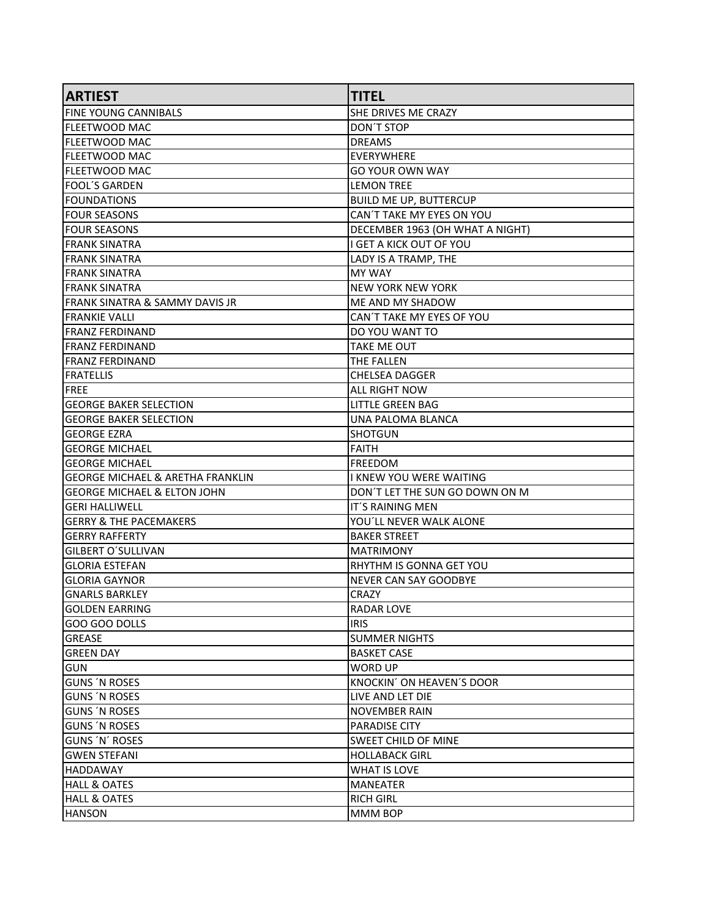| ARTIEST | TITEL |
|---|---|
| FINE YOUNG CANNIBALS | SHE DRIVES ME CRAZY |
| FLEETWOOD MAC | DON´T STOP |
| FLEETWOOD MAC | DREAMS |
| FLEETWOOD MAC | EVERYWHERE |
| FLEETWOOD MAC | GO YOUR OWN WAY |
| FOOL´S GARDEN | LEMON TREE |
| FOUNDATIONS | BUILD ME UP, BUTTERCUP |
| FOUR SEASONS | CAN´T TAKE MY EYES ON YOU |
| FOUR SEASONS | DECEMBER 1963 (OH WHAT A NIGHT) |
| FRANK SINATRA | I GET A KICK OUT OF YOU |
| FRANK SINATRA | LADY IS A TRAMP, THE |
| FRANK SINATRA | MY WAY |
| FRANK SINATRA | NEW YORK NEW YORK |
| FRANK SINATRA & SAMMY DAVIS JR | ME AND MY SHADOW |
| FRANKIE VALLI | CAN´T TAKE MY EYES OF YOU |
| FRANZ FERDINAND | DO YOU WANT TO |
| FRANZ FERDINAND | TAKE ME OUT |
| FRANZ FERDINAND | THE FALLEN |
| FRATELLIS | CHELSEA DAGGER |
| FREE | ALL RIGHT NOW |
| GEORGE BAKER SELECTION | LITTLE GREEN BAG |
| GEORGE BAKER SELECTION | UNA PALOMA BLANCA |
| GEORGE EZRA | SHOTGUN |
| GEORGE MICHAEL | FAITH |
| GEORGE MICHAEL | FREEDOM |
| GEORGE MICHAEL & ARETHA FRANKLIN | I KNEW YOU WERE WAITING |
| GEORGE MICHAEL & ELTON JOHN | DON´T LET THE SUN GO DOWN ON M |
| GERI HALLIWELL | IT´S RAINING MEN |
| GERRY & THE PACEMAKERS | YOU´LL NEVER WALK ALONE |
| GERRY RAFFERTY | BAKER STREET |
| GILBERT O´SULLIVAN | MATRIMONY |
| GLORIA ESTEFAN | RHYTHM IS GONNA GET YOU |
| GLORIA GAYNOR | NEVER CAN SAY GOODBYE |
| GNARLS BARKLEY | CRAZY |
| GOLDEN EARRING | RADAR LOVE |
| GOO GOO DOLLS | IRIS |
| GREASE | SUMMER NIGHTS |
| GREEN DAY | BASKET CASE |
| GUN | WORD UP |
| GUNS ´N ROSES | KNOCKIN´ ON HEAVEN´S DOOR |
| GUNS ´N ROSES | LIVE AND LET DIE |
| GUNS ´N ROSES | NOVEMBER RAIN |
| GUNS ´N ROSES | PARADISE CITY |
| GUNS ´N´ ROSES | SWEET CHILD OF MINE |
| GWEN STEFANI | HOLLABACK GIRL |
| HADDAWAY | WHAT IS LOVE |
| HALL & OATES | MANEATER |
| HALL & OATES | RICH GIRL |
| HANSON | MMM BOP |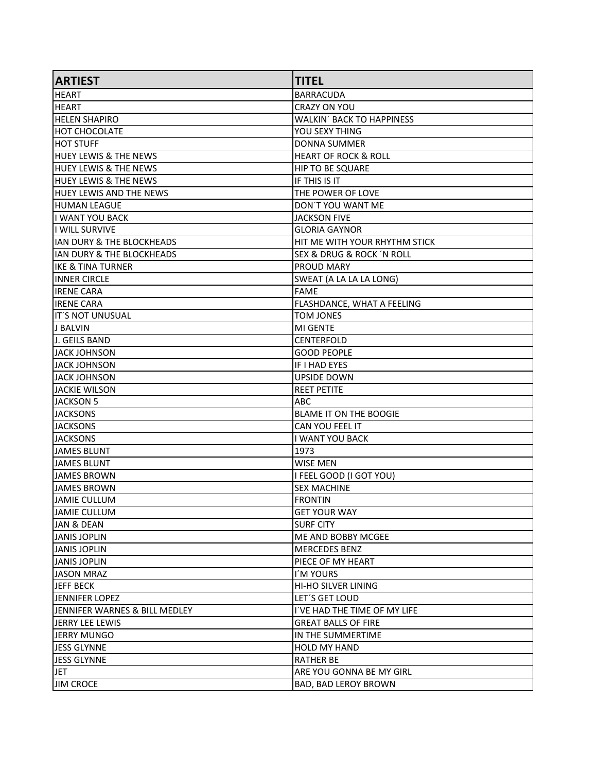| ARTIEST | TITEL |
|---|---|
| HEART | BARRACUDA |
| HEART | CRAZY ON YOU |
| HELEN SHAPIRO | WALKIN´ BACK TO HAPPINESS |
| HOT CHOCOLATE | YOU SEXY THING |
| HOT STUFF | DONNA SUMMER |
| HUEY LEWIS & THE NEWS | HEART OF ROCK & ROLL |
| HUEY LEWIS & THE NEWS | HIP TO BE SQUARE |
| HUEY LEWIS & THE NEWS | IF THIS IS IT |
| HUEY LEWIS AND THE NEWS | THE POWER OF LOVE |
| HUMAN LEAGUE | DON´T YOU WANT ME |
| I WANT YOU BACK | JACKSON FIVE |
| I WILL SURVIVE | GLORIA GAYNOR |
| IAN DURY & THE BLOCKHEADS | HIT ME WITH YOUR RHYTHM STICK |
| IAN DURY & THE BLOCKHEADS | SEX & DRUG & ROCK ´N ROLL |
| IKE & TINA TURNER | PROUD MARY |
| INNER CIRCLE | SWEAT (A LA LA LA LONG) |
| IRENE CARA | FAME |
| IRENE CARA | FLASHDANCE, WHAT A FEELING |
| IT´S NOT UNUSUAL | TOM JONES |
| J BALVIN | MI GENTE |
| J. GEILS BAND | CENTERFOLD |
| JACK JOHNSON | GOOD PEOPLE |
| JACK JOHNSON | IF I HAD EYES |
| JACK JOHNSON | UPSIDE DOWN |
| JACKIE WILSON | REET PETITE |
| JACKSON 5 | ABC |
| JACKSONS | BLAME IT ON THE BOOGIE |
| JACKSONS | CAN YOU FEEL IT |
| JACKSONS | I WANT YOU BACK |
| JAMES BLUNT | 1973 |
| JAMES BLUNT | WISE MEN |
| JAMES BROWN | I FEEL GOOD (I GOT YOU) |
| JAMES BROWN | SEX MACHINE |
| JAMIE CULLUM | FRONTIN |
| JAMIE CULLUM | GET YOUR WAY |
| JAN & DEAN | SURF CITY |
| JANIS JOPLIN | ME AND BOBBY MCGEE |
| JANIS JOPLIN | MERCEDES BENZ |
| JANIS JOPLIN | PIECE OF MY HEART |
| JASON MRAZ | I´M YOURS |
| JEFF BECK | HI-HO SILVER LINING |
| JENNIFER LOPEZ | LET´S GET LOUD |
| JENNIFER WARNES & BILL MEDLEY | I´VE HAD THE TIME OF MY LIFE |
| JERRY LEE LEWIS | GREAT BALLS OF FIRE |
| JERRY MUNGO | IN THE SUMMERTIME |
| JESS GLYNNE | HOLD MY HAND |
| JESS GLYNNE | RATHER BE |
| JET | ARE YOU GONNA BE MY GIRL |
| JIM CROCE | BAD, BAD LEROY BROWN |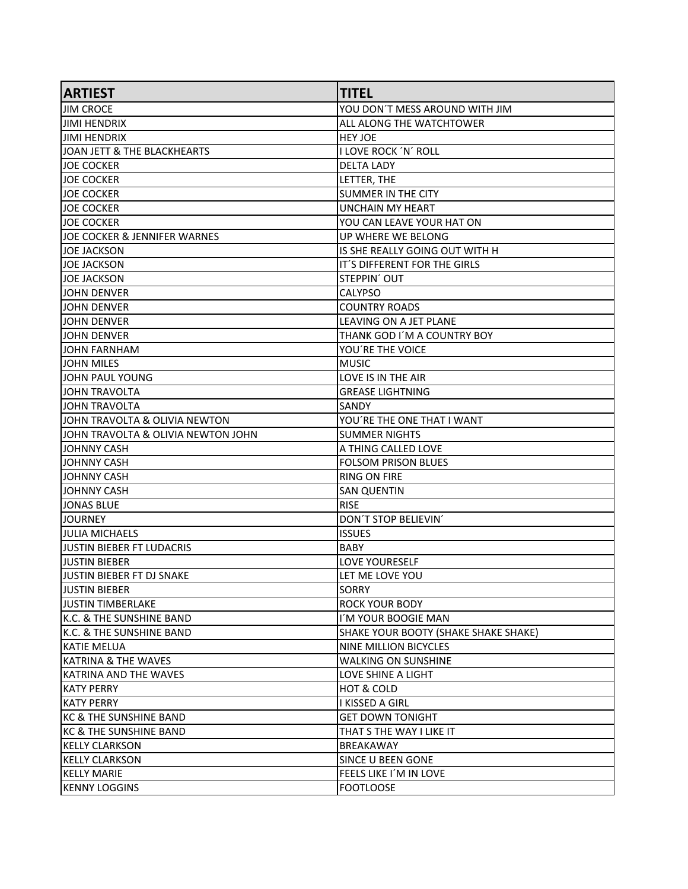| ARTIEST | TITEL |
|---|---|
| JIM CROCE | YOU DON´T MESS AROUND WITH JIM |
| JIMI HENDRIX | ALL ALONG THE WATCHTOWER |
| JIMI HENDRIX | HEY JOE |
| JOAN JETT & THE BLACKHEARTS | I LOVE ROCK ´N´ ROLL |
| JOE COCKER | DELTA LADY |
| JOE COCKER | LETTER, THE |
| JOE COCKER | SUMMER IN THE CITY |
| JOE COCKER | UNCHAIN MY HEART |
| JOE COCKER | YOU CAN LEAVE YOUR HAT ON |
| JOE COCKER & JENNIFER WARNES | UP WHERE WE BELONG |
| JOE JACKSON | IS SHE REALLY GOING OUT WITH H |
| JOE JACKSON | IT´S DIFFERENT FOR THE GIRLS |
| JOE JACKSON | STEPPIN´ OUT |
| JOHN DENVER | CALYPSO |
| JOHN DENVER | COUNTRY ROADS |
| JOHN DENVER | LEAVING ON A JET PLANE |
| JOHN DENVER | THANK GOD I´M A COUNTRY BOY |
| JOHN FARNHAM | YOU´RE THE VOICE |
| JOHN MILES | MUSIC |
| JOHN PAUL YOUNG | LOVE IS IN THE AIR |
| JOHN TRAVOLTA | GREASE LIGHTNING |
| JOHN TRAVOLTA | SANDY |
| JOHN TRAVOLTA & OLIVIA NEWTON | YOU´RE THE ONE THAT I WANT |
| JOHN TRAVOLTA & OLIVIA NEWTON JOHN | SUMMER NIGHTS |
| JOHNNY CASH | A THING CALLED LOVE |
| JOHNNY CASH | FOLSOM PRISON BLUES |
| JOHNNY CASH | RING ON FIRE |
| JOHNNY CASH | SAN QUENTIN |
| JONAS BLUE | RISE |
| JOURNEY | DON´T STOP BELIEVIN´ |
| JULIA MICHAELS | ISSUES |
| JUSTIN BIEBER FT LUDACRIS | BABY |
| JUSTIN BIEBER | LOVE YOURESELF |
| JUSTIN BIEBER FT DJ SNAKE | LET ME LOVE YOU |
| JUSTIN BIEBER | SORRY |
| JUSTIN TIMBERLAKE | ROCK YOUR BODY |
| K.C. & THE SUNSHINE BAND | I´M YOUR BOOGIE MAN |
| K.C. & THE SUNSHINE BAND | SHAKE YOUR BOOTY (SHAKE SHAKE SHAKE) |
| KATIE MELUA | NINE MILLION BICYCLES |
| KATRINA & THE WAVES | WALKING ON SUNSHINE |
| KATRINA AND THE WAVES | LOVE SHINE A LIGHT |
| KATY PERRY | HOT & COLD |
| KATY PERRY | I KISSED A GIRL |
| KC & THE SUNSHINE BAND | GET DOWN TONIGHT |
| KC & THE SUNSHINE BAND | THAT S THE WAY I LIKE IT |
| KELLY CLARKSON | BREAKAWAY |
| KELLY CLARKSON | SINCE U BEEN GONE |
| KELLY MARIE | FEELS LIKE I´M IN LOVE |
| KENNY LOGGINS | FOOTLOOSE |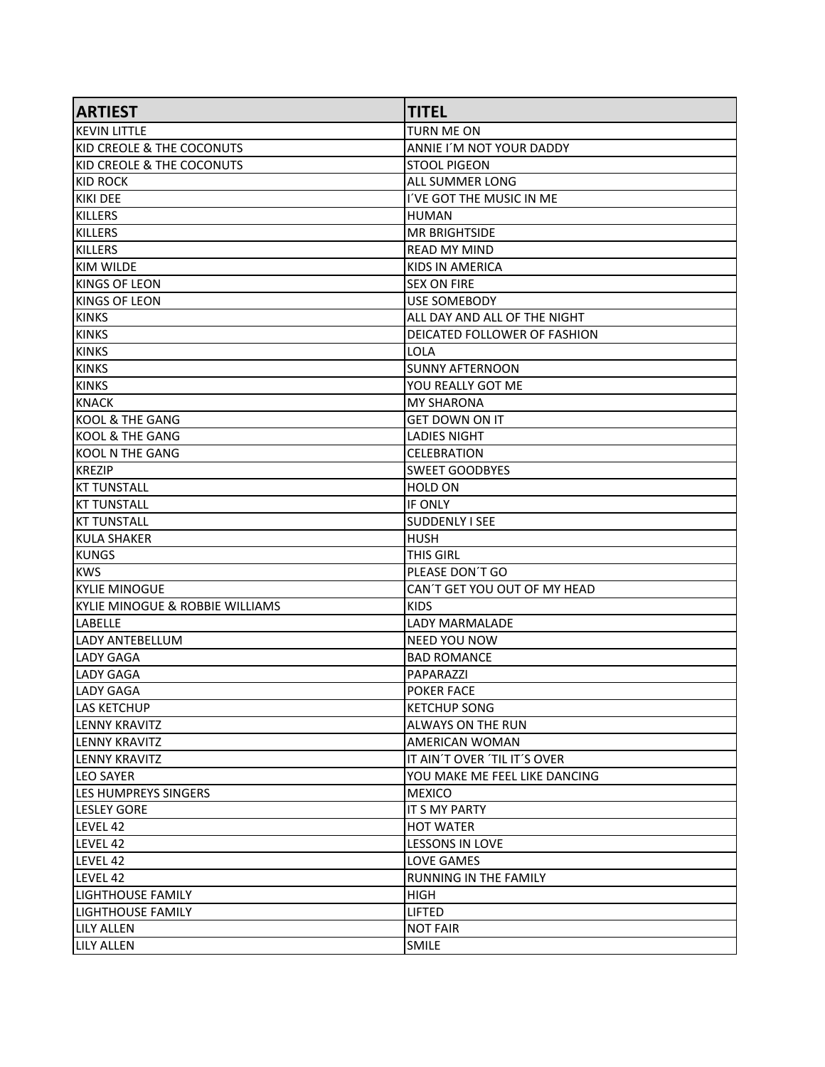| ARTIEST | TITEL |
|---|---|
| KEVIN LITTLE | TURN ME ON |
| KID CREOLE & THE COCONUTS | ANNIE I´M NOT YOUR DADDY |
| KID CREOLE & THE COCONUTS | STOOL PIGEON |
| KID ROCK | ALL SUMMER LONG |
| KIKI DEE | I´VE GOT THE MUSIC IN ME |
| KILLERS | HUMAN |
| KILLERS | MR BRIGHTSIDE |
| KILLERS | READ MY MIND |
| KIM WILDE | KIDS IN AMERICA |
| KINGS OF LEON | SEX ON FIRE |
| KINGS OF LEON | USE SOMEBODY |
| KINKS | ALL DAY AND ALL OF THE NIGHT |
| KINKS | DEICATED FOLLOWER OF FASHION |
| KINKS | LOLA |
| KINKS | SUNNY AFTERNOON |
| KINKS | YOU REALLY GOT ME |
| KNACK | MY SHARONA |
| KOOL & THE GANG | GET DOWN ON IT |
| KOOL & THE GANG | LADIES NIGHT |
| KOOL N THE GANG | CELEBRATION |
| KREZIP | SWEET GOODBYES |
| KT TUNSTALL | HOLD ON |
| KT TUNSTALL | IF ONLY |
| KT TUNSTALL | SUDDENLY I SEE |
| KULA SHAKER | HUSH |
| KUNGS | THIS GIRL |
| KWS | PLEASE DON´T GO |
| KYLIE MINOGUE | CAN´T GET YOU OUT OF MY HEAD |
| KYLIE MINOGUE & ROBBIE WILLIAMS | KIDS |
| LABELLE | LADY MARMALADE |
| LADY ANTEBELLUM | NEED YOU NOW |
| LADY GAGA | BAD ROMANCE |
| LADY GAGA | PAPARAZZI |
| LADY GAGA | POKER FACE |
| LAS KETCHUP | KETCHUP SONG |
| LENNY KRAVITZ | ALWAYS ON THE RUN |
| LENNY KRAVITZ | AMERICAN WOMAN |
| LENNY KRAVITZ | IT AIN´T OVER ´TIL IT´S OVER |
| LEO SAYER | YOU MAKE ME FEEL LIKE DANCING |
| LES HUMPREYS SINGERS | MEXICO |
| LESLEY GORE | IT S MY PARTY |
| LEVEL 42 | HOT WATER |
| LEVEL 42 | LESSONS IN LOVE |
| LEVEL 42 | LOVE GAMES |
| LEVEL 42 | RUNNING IN THE FAMILY |
| LIGHTHOUSE FAMILY | HIGH |
| LIGHTHOUSE FAMILY | LIFTED |
| LILY ALLEN | NOT FAIR |
| LILY ALLEN | SMILE |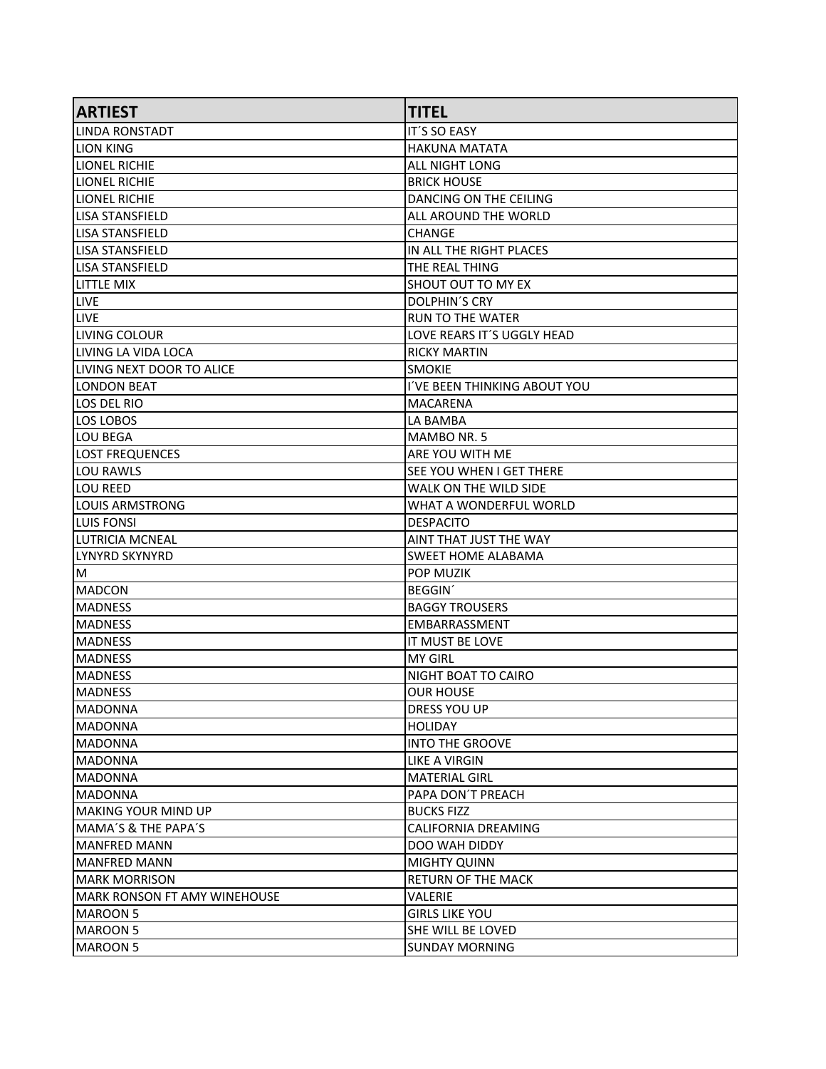| ARTIEST | TITEL |
| --- | --- |
| LINDA RONSTADT | IT´S SO EASY |
| LION KING | HAKUNA MATATA |
| LIONEL RICHIE | ALL NIGHT LONG |
| LIONEL RICHIE | BRICK HOUSE |
| LIONEL RICHIE | DANCING ON THE CEILING |
| LISA STANSFIELD | ALL AROUND THE WORLD |
| LISA STANSFIELD | CHANGE |
| LISA STANSFIELD | IN ALL THE RIGHT PLACES |
| LISA STANSFIELD | THE REAL THING |
| LITTLE MIX | SHOUT OUT TO MY EX |
| LIVE | DOLPHIN´S CRY |
| LIVE | RUN TO THE WATER |
| LIVING COLOUR | LOVE REARS IT´S UGGLY HEAD |
| LIVING LA VIDA LOCA | RICKY MARTIN |
| LIVING NEXT DOOR TO ALICE | SMOKIE |
| LONDON BEAT | I´VE BEEN THINKING ABOUT YOU |
| LOS DEL RIO | MACARENA |
| LOS LOBOS | LA BAMBA |
| LOU BEGA | MAMBO NR. 5 |
| LOST FREQUENCES | ARE YOU WITH ME |
| LOU RAWLS | SEE YOU WHEN I GET THERE |
| LOU REED | WALK ON THE WILD SIDE |
| LOUIS ARMSTRONG | WHAT A WONDERFUL WORLD |
| LUIS FONSI | DESPACITO |
| LUTRICIA MCNEAL | AINT THAT JUST THE WAY |
| LYNYRD SKYNYRD | SWEET HOME ALABAMA |
| M | POP MUZIK |
| MADCON | BEGGIN´ |
| MADNESS | BAGGY TROUSERS |
| MADNESS | EMBARRASSMENT |
| MADNESS | IT MUST BE LOVE |
| MADNESS | MY GIRL |
| MADNESS | NIGHT BOAT TO CAIRO |
| MADNESS | OUR HOUSE |
| MADONNA | DRESS YOU UP |
| MADONNA | HOLIDAY |
| MADONNA | INTO THE GROOVE |
| MADONNA | LIKE A VIRGIN |
| MADONNA | MATERIAL GIRL |
| MADONNA | PAPA DON´T PREACH |
| MAKING YOUR MIND UP | BUCKS FIZZ |
| MAMA´S & THE PAPA´S | CALIFORNIA DREAMING |
| MANFRED MANN | DOO WAH DIDDY |
| MANFRED MANN | MIGHTY QUINN |
| MARK MORRISON | RETURN OF THE MACK |
| MARK RONSON FT AMY WINEHOUSE | VALERIE |
| MAROON 5 | GIRLS LIKE YOU |
| MAROON 5 | SHE WILL BE LOVED |
| MAROON 5 | SUNDAY MORNING |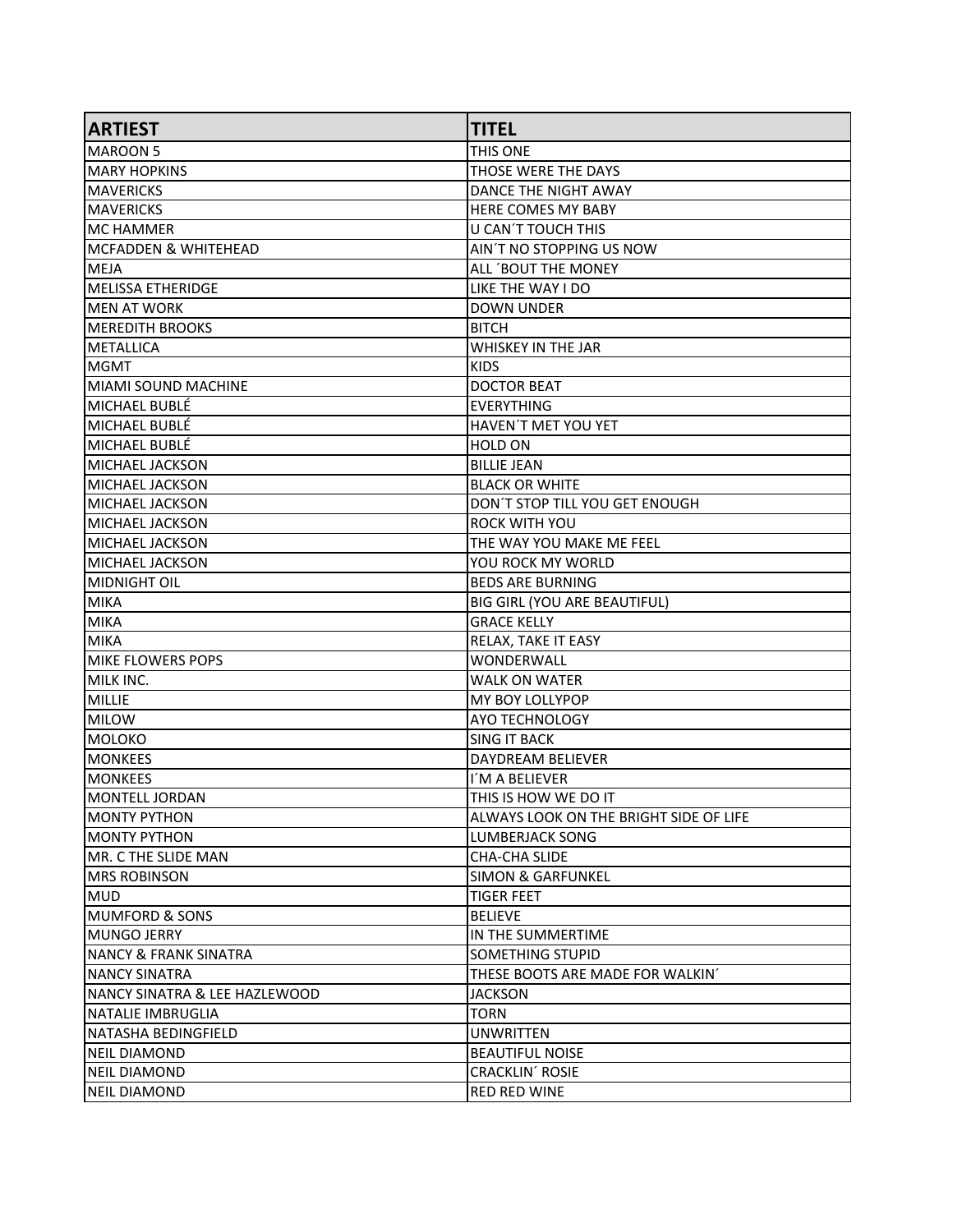| ARTIEST | TITEL |
| --- | --- |
| MAROON 5 | THIS ONE |
| MARY HOPKINS | THOSE WERE THE DAYS |
| MAVERICKS | DANCE THE NIGHT AWAY |
| MAVERICKS | HERE COMES MY BABY |
| MC HAMMER | U CAN´T TOUCH THIS |
| MCFADDEN & WHITEHEAD | AIN´T NO STOPPING US NOW |
| MEJA | ALL ´BOUT THE MONEY |
| MELISSA ETHERIDGE | LIKE THE WAY I DO |
| MEN AT WORK | DOWN UNDER |
| MEREDITH BROOKS | BITCH |
| METALLICA | WHISKEY IN THE JAR |
| MGMT | KIDS |
| MIAMI SOUND MACHINE | DOCTOR BEAT |
| MICHAEL BUBLÉ | EVERYTHING |
| MICHAEL BUBLÉ | HAVEN´T MET YOU YET |
| MICHAEL BUBLÉ | HOLD ON |
| MICHAEL JACKSON | BILLIE JEAN |
| MICHAEL JACKSON | BLACK OR WHITE |
| MICHAEL JACKSON | DON´T STOP TILL YOU GET ENOUGH |
| MICHAEL JACKSON | ROCK WITH YOU |
| MICHAEL JACKSON | THE WAY YOU MAKE ME FEEL |
| MICHAEL JACKSON | YOU ROCK MY WORLD |
| MIDNIGHT OIL | BEDS ARE BURNING |
| MIKA | BIG GIRL (YOU ARE BEAUTIFUL) |
| MIKA | GRACE KELLY |
| MIKA | RELAX, TAKE IT EASY |
| MIKE FLOWERS POPS | WONDERWALL |
| MILK INC. | WALK ON WATER |
| MILLIE | MY BOY LOLLYPOP |
| MILOW | AYO TECHNOLOGY |
| MOLOKO | SING IT BACK |
| MONKEES | DAYDREAM BELIEVER |
| MONKEES | I´M A BELIEVER |
| MONTELL JORDAN | THIS IS HOW WE DO IT |
| MONTY PYTHON | ALWAYS LOOK ON THE BRIGHT SIDE OF LIFE |
| MONTY PYTHON | LUMBERJACK SONG |
| MR. C THE SLIDE MAN | CHA-CHA SLIDE |
| MRS ROBINSON | SIMON & GARFUNKEL |
| MUD | TIGER FEET |
| MUMFORD & SONS | BELIEVE |
| MUNGO JERRY | IN THE SUMMERTIME |
| NANCY & FRANK SINATRA | SOMETHING STUPID |
| NANCY SINATRA | THESE BOOTS ARE MADE FOR WALKIN´ |
| NANCY SINATRA & LEE HAZLEWOOD | JACKSON |
| NATALIE IMBRUGLIA | TORN |
| NATASHA BEDINGFIELD | UNWRITTEN |
| NEIL DIAMOND | BEAUTIFUL NOISE |
| NEIL DIAMOND | CRACKLIN´ ROSIE |
| NEIL DIAMOND | RED RED WINE |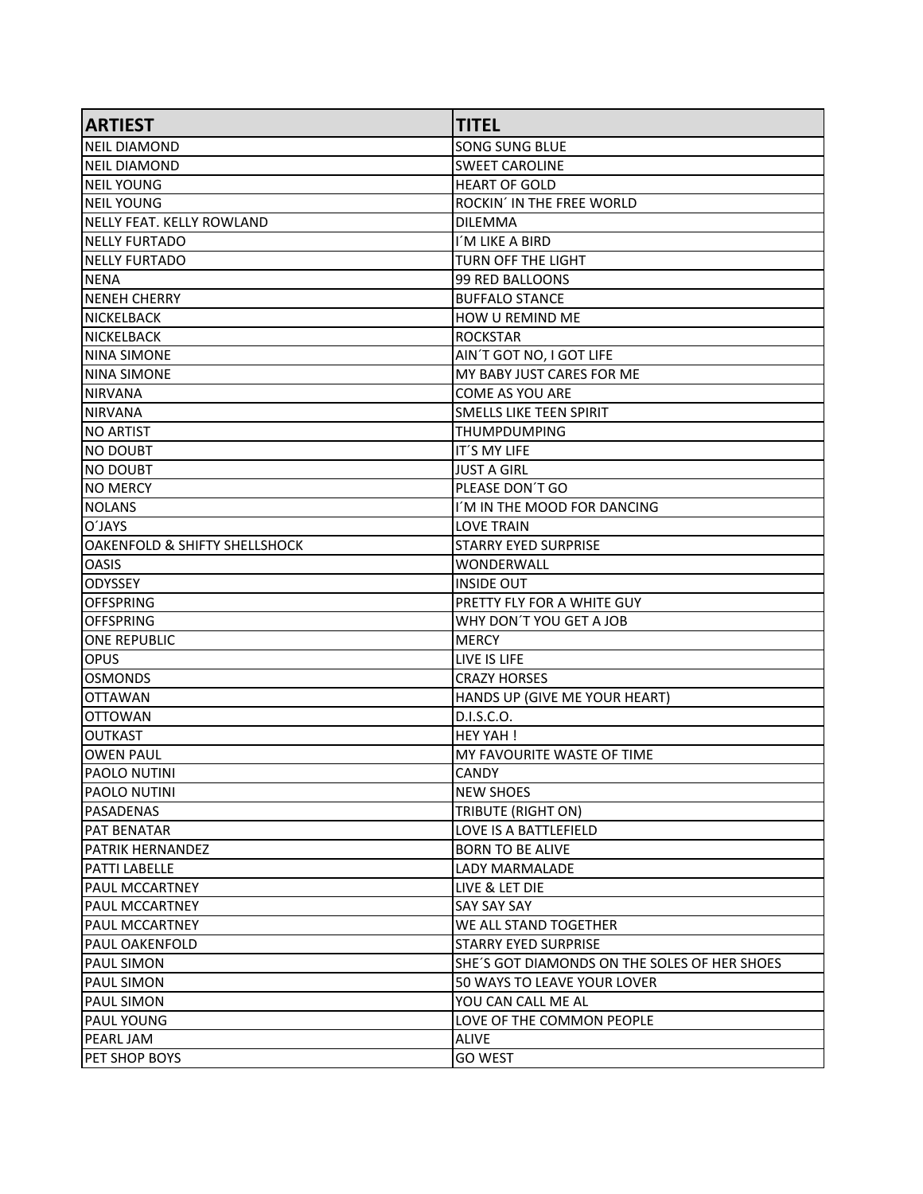| ARTIEST | TITEL |
|---|---|
| NEIL DIAMOND | SONG SUNG BLUE |
| NEIL DIAMOND | SWEET CAROLINE |
| NEIL YOUNG | HEART OF GOLD |
| NEIL YOUNG | ROCKIN´ IN THE FREE WORLD |
| NELLY FEAT. KELLY ROWLAND | DILEMMA |
| NELLY FURTADO | I´M LIKE A BIRD |
| NELLY FURTADO | TURN OFF THE LIGHT |
| NENA | 99 RED BALLOONS |
| NENEH CHERRY | BUFFALO STANCE |
| NICKELBACK | HOW U REMIND ME |
| NICKELBACK | ROCKSTAR |
| NINA SIMONE | AIN´T GOT NO, I GOT LIFE |
| NINA SIMONE | MY BABY JUST CARES FOR ME |
| NIRVANA | COME AS YOU ARE |
| NIRVANA | SMELLS LIKE TEEN SPIRIT |
| NO ARTIST | THUMPDUMPING |
| NO DOUBT | IT´S MY LIFE |
| NO DOUBT | JUST A GIRL |
| NO MERCY | PLEASE DON´T GO |
| NOLANS | I´M IN THE MOOD FOR DANCING |
| O´JAYS | LOVE TRAIN |
| OAKENFOLD & SHIFTY SHELLSHOCK | STARRY EYED SURPRISE |
| OASIS | WONDERWALL |
| ODYSSEY | INSIDE OUT |
| OFFSPRING | PRETTY FLY FOR A WHITE GUY |
| OFFSPRING | WHY DON´T YOU GET A JOB |
| ONE REPUBLIC | MERCY |
| OPUS | LIVE IS LIFE |
| OSMONDS | CRAZY HORSES |
| OTTAWAN | HANDS UP (GIVE ME YOUR HEART) |
| OTTOWAN | D.I.S.C.O. |
| OUTKAST | HEY YAH ! |
| OWEN PAUL | MY FAVOURITE WASTE OF TIME |
| PAOLO NUTINI | CANDY |
| PAOLO NUTINI | NEW SHOES |
| PASADENAS | TRIBUTE (RIGHT ON) |
| PAT BENATAR | LOVE IS A BATTLEFIELD |
| PATRIK HERNANDEZ | BORN TO BE ALIVE |
| PATTI LABELLE | LADY MARMALADE |
| PAUL MCCARTNEY | LIVE & LET DIE |
| PAUL MCCARTNEY | SAY SAY SAY |
| PAUL MCCARTNEY | WE ALL STAND TOGETHER |
| PAUL OAKENFOLD | STARRY EYED SURPRISE |
| PAUL SIMON | SHE´S GOT DIAMONDS ON THE SOLES OF HER SHOES |
| PAUL SIMON | 50 WAYS TO LEAVE YOUR LOVER |
| PAUL SIMON | YOU CAN CALL ME AL |
| PAUL YOUNG | LOVE OF THE COMMON PEOPLE |
| PEARL JAM | ALIVE |
| PET SHOP BOYS | GO WEST |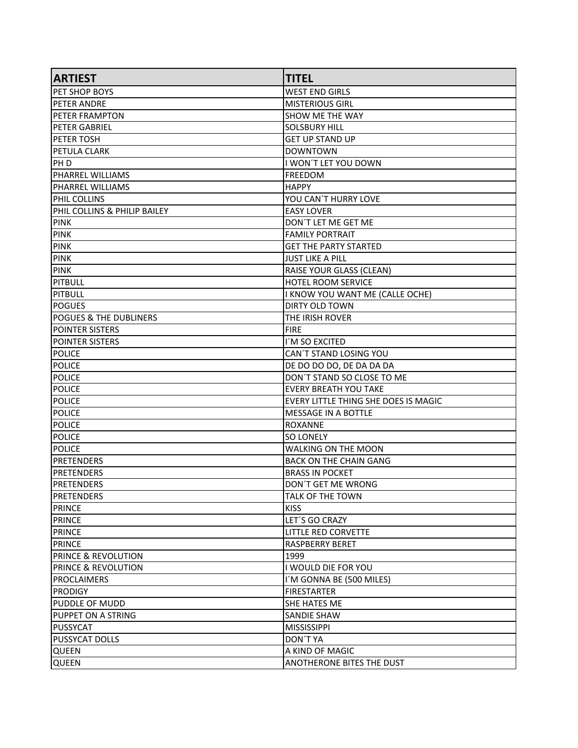| ARTIEST | TITEL |
| --- | --- |
| PET SHOP BOYS | WEST END GIRLS |
| PETER ANDRE | MISTERIOUS GIRL |
| PETER FRAMPTON | SHOW ME THE WAY |
| PETER GABRIEL | SOLSBURY HILL |
| PETER TOSH | GET UP STAND UP |
| PETULA CLARK | DOWNTOWN |
| PH D | I WON´T LET YOU DOWN |
| PHARREL WILLIAMS | FREEDOM |
| PHARREL WILLIAMS | HAPPY |
| PHIL COLLINS | YOU CAN´T HURRY LOVE |
| PHIL COLLINS & PHILIP BAILEY | EASY LOVER |
| PINK | DON´T LET ME GET ME |
| PINK | FAMILY PORTRAIT |
| PINK | GET THE PARTY STARTED |
| PINK | JUST LIKE A PILL |
| PINK | RAISE YOUR GLASS (CLEAN) |
| PITBULL | HOTEL ROOM SERVICE |
| PITBULL | I KNOW YOU WANT ME (CALLE OCHE) |
| POGUES | DIRTY OLD TOWN |
| POGUES & THE DUBLINERS | THE IRISH ROVER |
| POINTER SISTERS | FIRE |
| POINTER SISTERS | I´M SO EXCITED |
| POLICE | CAN´T STAND LOSING YOU |
| POLICE | DE DO DO DO, DE DA DA DA |
| POLICE | DON´T STAND SO CLOSE TO ME |
| POLICE | EVERY BREATH YOU TAKE |
| POLICE | EVERY LITTLE THING SHE DOES IS MAGIC |
| POLICE | MESSAGE IN A BOTTLE |
| POLICE | ROXANNE |
| POLICE | SO LONELY |
| POLICE | WALKING ON THE MOON |
| PRETENDERS | BACK ON THE CHAIN GANG |
| PRETENDERS | BRASS IN POCKET |
| PRETENDERS | DON´T GET ME WRONG |
| PRETENDERS | TALK OF THE TOWN |
| PRINCE | KISS |
| PRINCE | LET´S GO CRAZY |
| PRINCE | LITTLE RED CORVETTE |
| PRINCE | RASPBERRY BERET |
| PRINCE & REVOLUTION | 1999 |
| PRINCE & REVOLUTION | I WOULD DIE FOR YOU |
| PROCLAIMERS | I´M GONNA BE (500 MILES) |
| PRODIGY | FIRESTARTER |
| PUDDLE OF MUDD | SHE HATES ME |
| PUPPET ON A STRING | SANDIE SHAW |
| PUSSYCAT | MISSISSIPPI |
| PUSSYCAT DOLLS | DON´T YA |
| QUEEN | A KIND OF MAGIC |
| QUEEN | ANOTHERONE BITES THE DUST |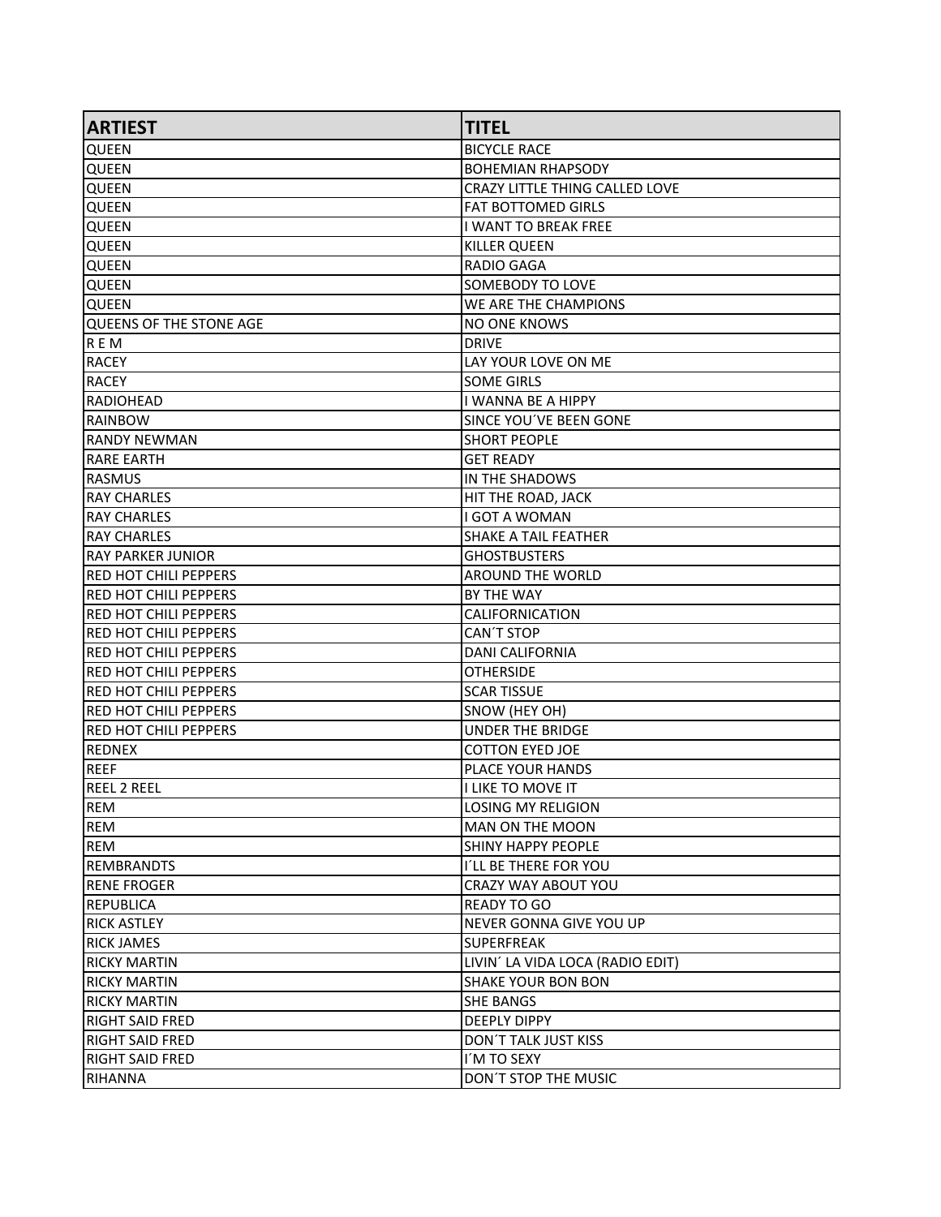| ARTIEST | TITEL |
| --- | --- |
| QUEEN | BICYCLE RACE |
| QUEEN | BOHEMIAN RHAPSODY |
| QUEEN | CRAZY LITTLE THING CALLED LOVE |
| QUEEN | FAT BOTTOMED GIRLS |
| QUEEN | I WANT TO BREAK FREE |
| QUEEN | KILLER QUEEN |
| QUEEN | RADIO GAGA |
| QUEEN | SOMEBODY TO LOVE |
| QUEEN | WE ARE THE CHAMPIONS |
| QUEENS OF THE STONE AGE | NO ONE KNOWS |
| R E M | DRIVE |
| RACEY | LAY YOUR LOVE ON ME |
| RACEY | SOME GIRLS |
| RADIOHEAD | I WANNA BE A HIPPY |
| RAINBOW | SINCE YOU´VE BEEN GONE |
| RANDY NEWMAN | SHORT PEOPLE |
| RARE EARTH | GET READY |
| RASMUS | IN THE SHADOWS |
| RAY CHARLES | HIT THE ROAD, JACK |
| RAY CHARLES | I GOT A WOMAN |
| RAY CHARLES | SHAKE A TAIL FEATHER |
| RAY PARKER JUNIOR | GHOSTBUSTERS |
| RED HOT CHILI PEPPERS | AROUND THE WORLD |
| RED HOT CHILI PEPPERS | BY THE WAY |
| RED HOT CHILI PEPPERS | CALIFORNICATION |
| RED HOT CHILI PEPPERS | CAN´T STOP |
| RED HOT CHILI PEPPERS | DANI CALIFORNIA |
| RED HOT CHILI PEPPERS | OTHERSIDE |
| RED HOT CHILI PEPPERS | SCAR TISSUE |
| RED HOT CHILI PEPPERS | SNOW (HEY OH) |
| RED HOT CHILI PEPPERS | UNDER THE BRIDGE |
| REDNEX | COTTON EYED JOE |
| REEF | PLACE YOUR HANDS |
| REEL 2 REEL | I LIKE TO MOVE IT |
| REM | LOSING MY RELIGION |
| REM | MAN ON THE MOON |
| REM | SHINY HAPPY PEOPLE |
| REMBRANDTS | I´LL BE THERE FOR YOU |
| RENE FROGER | CRAZY WAY ABOUT YOU |
| REPUBLICA | READY TO GO |
| RICK ASTLEY | NEVER GONNA GIVE YOU UP |
| RICK JAMES | SUPERFREAK |
| RICKY MARTIN | LIVIN´ LA VIDA LOCA (RADIO EDIT) |
| RICKY MARTIN | SHAKE YOUR BON BON |
| RICKY MARTIN | SHE BANGS |
| RIGHT SAID FRED | DEEPLY DIPPY |
| RIGHT SAID FRED | DON´T TALK JUST KISS |
| RIGHT SAID FRED | I´M TO SEXY |
| RIHANNA | DON´T STOP THE MUSIC |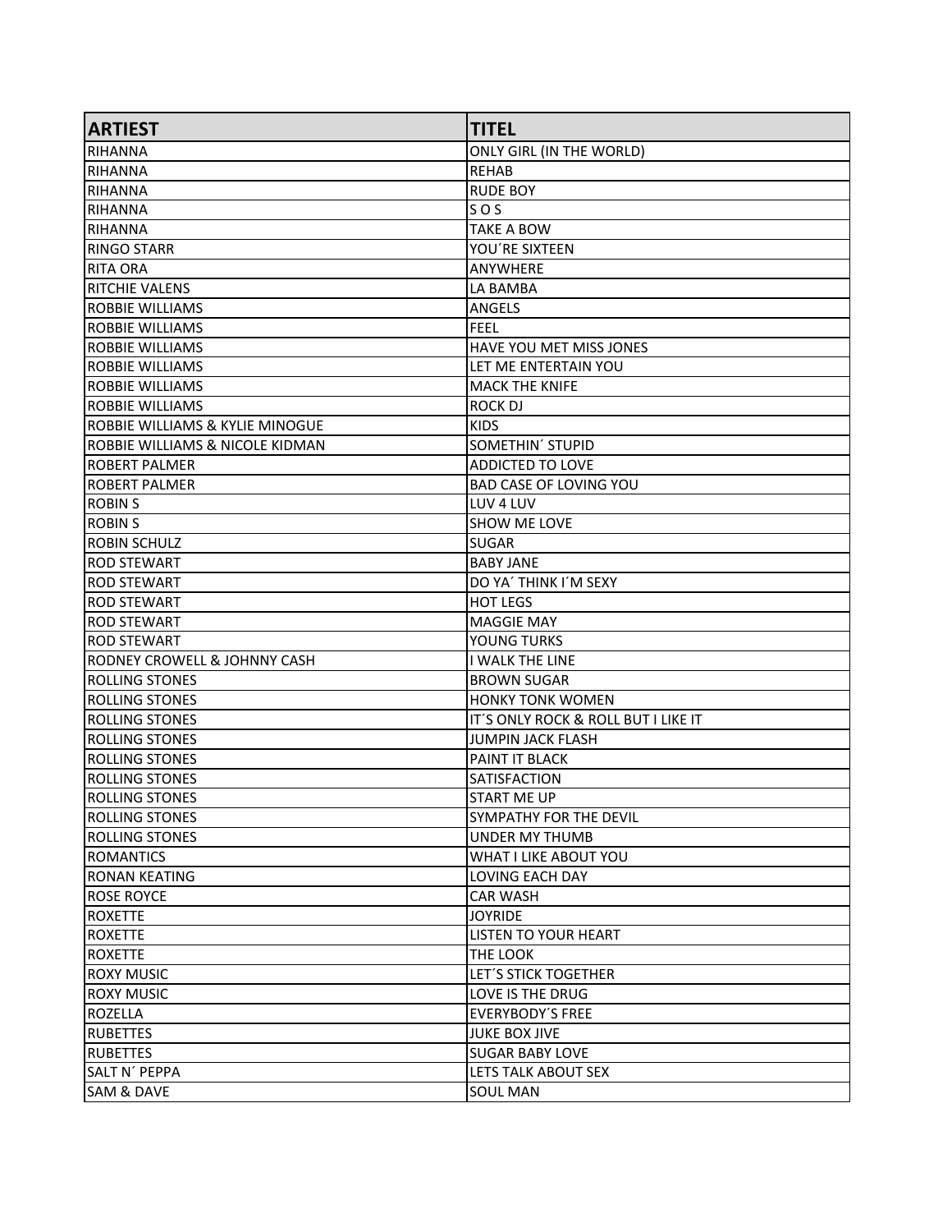| ARTIEST | TITEL |
| --- | --- |
| RIHANNA | ONLY GIRL (IN THE WORLD) |
| RIHANNA | REHAB |
| RIHANNA | RUDE BOY |
| RIHANNA | S O S |
| RIHANNA | TAKE A BOW |
| RINGO STARR | YOU´RE SIXTEEN |
| RITA ORA | ANYWHERE |
| RITCHIE VALENS | LA BAMBA |
| ROBBIE WILLIAMS | ANGELS |
| ROBBIE WILLIAMS | FEEL |
| ROBBIE WILLIAMS | HAVE YOU MET MISS JONES |
| ROBBIE WILLIAMS | LET ME ENTERTAIN YOU |
| ROBBIE WILLIAMS | MACK THE KNIFE |
| ROBBIE WILLIAMS | ROCK DJ |
| ROBBIE WILLIAMS & KYLIE MINOGUE | KIDS |
| ROBBIE WILLIAMS & NICOLE KIDMAN | SOMETHIN´ STUPID |
| ROBERT PALMER | ADDICTED TO LOVE |
| ROBERT PALMER | BAD CASE OF LOVING YOU |
| ROBIN S | LUV 4 LUV |
| ROBIN S | SHOW ME LOVE |
| ROBIN SCHULZ | SUGAR |
| ROD STEWART | BABY JANE |
| ROD STEWART | DO YA´ THINK I´M SEXY |
| ROD STEWART | HOT LEGS |
| ROD STEWART | MAGGIE MAY |
| ROD STEWART | YOUNG TURKS |
| RODNEY CROWELL & JOHNNY CASH | I WALK THE LINE |
| ROLLING STONES | BROWN SUGAR |
| ROLLING STONES | HONKY TONK WOMEN |
| ROLLING STONES | IT´S ONLY ROCK & ROLL BUT I LIKE IT |
| ROLLING STONES | JUMPIN JACK FLASH |
| ROLLING STONES | PAINT IT BLACK |
| ROLLING STONES | SATISFACTION |
| ROLLING STONES | START ME UP |
| ROLLING STONES | SYMPATHY FOR THE DEVIL |
| ROLLING STONES | UNDER MY THUMB |
| ROMANTICS | WHAT I LIKE ABOUT YOU |
| RONAN KEATING | LOVING EACH DAY |
| ROSE ROYCE | CAR WASH |
| ROXETTE | JOYRIDE |
| ROXETTE | LISTEN TO YOUR HEART |
| ROXETTE | THE LOOK |
| ROXY MUSIC | LET´S STICK TOGETHER |
| ROXY MUSIC | LOVE IS THE DRUG |
| ROZELLA | EVERYBODY´S FREE |
| RUBETTES | JUKE BOX JIVE |
| RUBETTES | SUGAR BABY LOVE |
| SALT N´ PEPPA | LETS TALK ABOUT SEX |
| SAM & DAVE | SOUL MAN |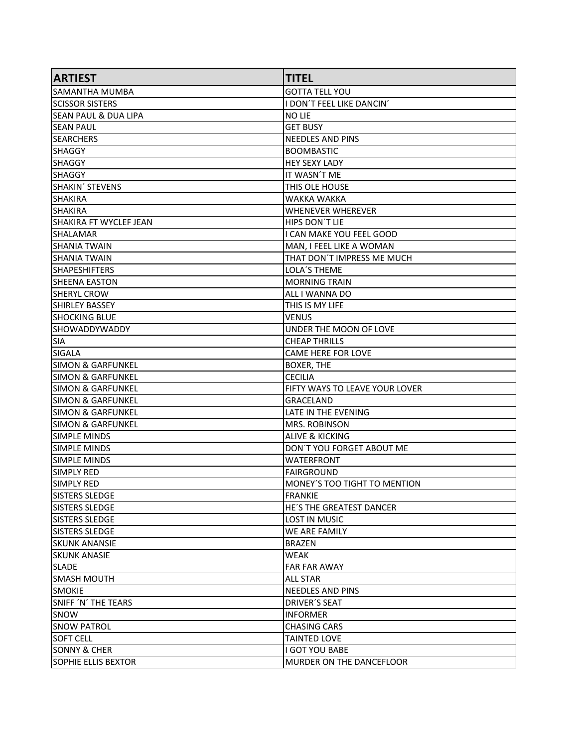| ARTIEST | TITEL |
|---|---|
| SAMANTHA MUMBA | GOTTA TELL YOU |
| SCISSOR SISTERS | I DON´T FEEL LIKE DANCIN´ |
| SEAN PAUL & DUA LIPA | NO LIE |
| SEAN PAUL | GET BUSY |
| SEARCHERS | NEEDLES AND PINS |
| SHAGGY | BOOMBASTIC |
| SHAGGY | HEY SEXY LADY |
| SHAGGY | IT WASN´T ME |
| SHAKIN´ STEVENS | THIS OLE HOUSE |
| SHAKIRA | WAKKA WAKKA |
| SHAKIRA | WHENEVER WHEREVER |
| SHAKIRA FT WYCLEF JEAN | HIPS DON´T LIE |
| SHALAMAR | I CAN MAKE YOU FEEL GOOD |
| SHANIA TWAIN | MAN, I FEEL LIKE A WOMAN |
| SHANIA TWAIN | THAT DON´T IMPRESS ME MUCH |
| SHAPESHIFTERS | LOLA´S THEME |
| SHEENA EASTON | MORNING TRAIN |
| SHERYL CROW | ALL I WANNA DO |
| SHIRLEY BASSEY | THIS IS MY LIFE |
| SHOCKING BLUE | VENUS |
| SHOWADDYWADDY | UNDER THE MOON OF LOVE |
| SIA | CHEAP THRILLS |
| SIGALA | CAME HERE FOR LOVE |
| SIMON & GARFUNKEL | BOXER, THE |
| SIMON & GARFUNKEL | CECILIA |
| SIMON & GARFUNKEL | FIFTY WAYS TO LEAVE YOUR LOVER |
| SIMON & GARFUNKEL | GRACELAND |
| SIMON & GARFUNKEL | LATE IN THE EVENING |
| SIMON & GARFUNKEL | MRS. ROBINSON |
| SIMPLE MINDS | ALIVE & KICKING |
| SIMPLE MINDS | DON´T YOU FORGET ABOUT ME |
| SIMPLE MINDS | WATERFRONT |
| SIMPLY RED | FAIRGROUND |
| SIMPLY RED | MONEY´S TOO TIGHT TO MENTION |
| SISTERS SLEDGE | FRANKIE |
| SISTERS SLEDGE | HE´S THE GREATEST DANCER |
| SISTERS SLEDGE | LOST IN MUSIC |
| SISTERS SLEDGE | WE ARE FAMILY |
| SKUNK ANANSIE | BRAZEN |
| SKUNK ANASIE | WEAK |
| SLADE | FAR FAR AWAY |
| SMASH MOUTH | ALL STAR |
| SMOKIE | NEEDLES AND PINS |
| SNIFF ´N´ THE TEARS | DRIVER´S SEAT |
| SNOW | INFORMER |
| SNOW PATROL | CHASING CARS |
| SOFT CELL | TAINTED LOVE |
| SONNY & CHER | I GOT YOU BABE |
| SOPHIE ELLIS BEXTOR | MURDER ON THE DANCEFLOOR |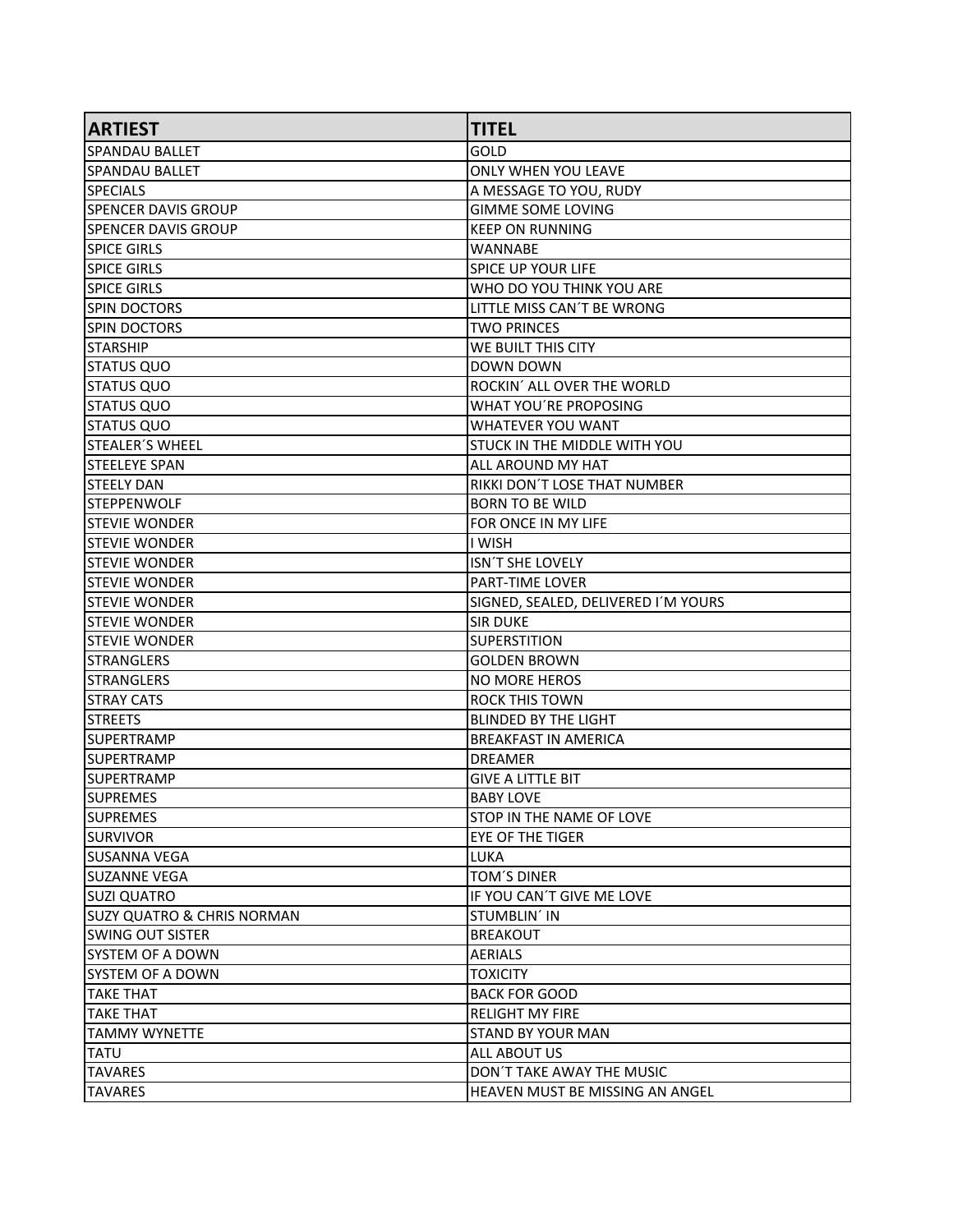| ARTIEST | TITEL |
| --- | --- |
| SPANDAU BALLET | GOLD |
| SPANDAU BALLET | ONLY WHEN YOU LEAVE |
| SPECIALS | A MESSAGE TO YOU, RUDY |
| SPENCER DAVIS GROUP | GIMME SOME LOVING |
| SPENCER DAVIS GROUP | KEEP ON RUNNING |
| SPICE GIRLS | WANNABE |
| SPICE GIRLS | SPICE UP YOUR LIFE |
| SPICE GIRLS | WHO DO YOU THINK YOU ARE |
| SPIN DOCTORS | LITTLE MISS CAN´T BE WRONG |
| SPIN DOCTORS | TWO PRINCES |
| STARSHIP | WE BUILT THIS CITY |
| STATUS QUO | DOWN DOWN |
| STATUS QUO | ROCKIN´ ALL OVER THE WORLD |
| STATUS QUO | WHAT YOU´RE PROPOSING |
| STATUS QUO | WHATEVER YOU WANT |
| STEALER´S WHEEL | STUCK IN THE MIDDLE WITH YOU |
| STEELEYE SPAN | ALL AROUND MY HAT |
| STEELY DAN | RIKKI DON´T LOSE THAT NUMBER |
| STEPPENWOLF | BORN TO BE WILD |
| STEVIE WONDER | FOR ONCE IN MY LIFE |
| STEVIE WONDER | I WISH |
| STEVIE WONDER | ISN´T SHE LOVELY |
| STEVIE WONDER | PART-TIME LOVER |
| STEVIE WONDER | SIGNED, SEALED, DELIVERED I´M YOURS |
| STEVIE WONDER | SIR DUKE |
| STEVIE WONDER | SUPERSTITION |
| STRANGLERS | GOLDEN BROWN |
| STRANGLERS | NO MORE HEROS |
| STRAY CATS | ROCK THIS TOWN |
| STREETS | BLINDED BY THE LIGHT |
| SUPERTRAMP | BREAKFAST IN AMERICA |
| SUPERTRAMP | DREAMER |
| SUPERTRAMP | GIVE A LITTLE BIT |
| SUPREMES | BABY LOVE |
| SUPREMES | STOP IN THE NAME OF LOVE |
| SURVIVOR | EYE OF THE TIGER |
| SUSANNA VEGA | LUKA |
| SUZANNE VEGA | TOM´S DINER |
| SUZI QUATRO | IF YOU CAN´T GIVE ME LOVE |
| SUZY QUATRO & CHRIS NORMAN | STUMBLIN´ IN |
| SWING OUT SISTER | BREAKOUT |
| SYSTEM OF A DOWN | AERIALS |
| SYSTEM OF A DOWN | TOXICITY |
| TAKE THAT | BACK FOR GOOD |
| TAKE THAT | RELIGHT MY FIRE |
| TAMMY WYNETTE | STAND BY YOUR MAN |
| TATU | ALL ABOUT US |
| TAVARES | DON´T TAKE AWAY THE MUSIC |
| TAVARES | HEAVEN MUST BE MISSING AN ANGEL |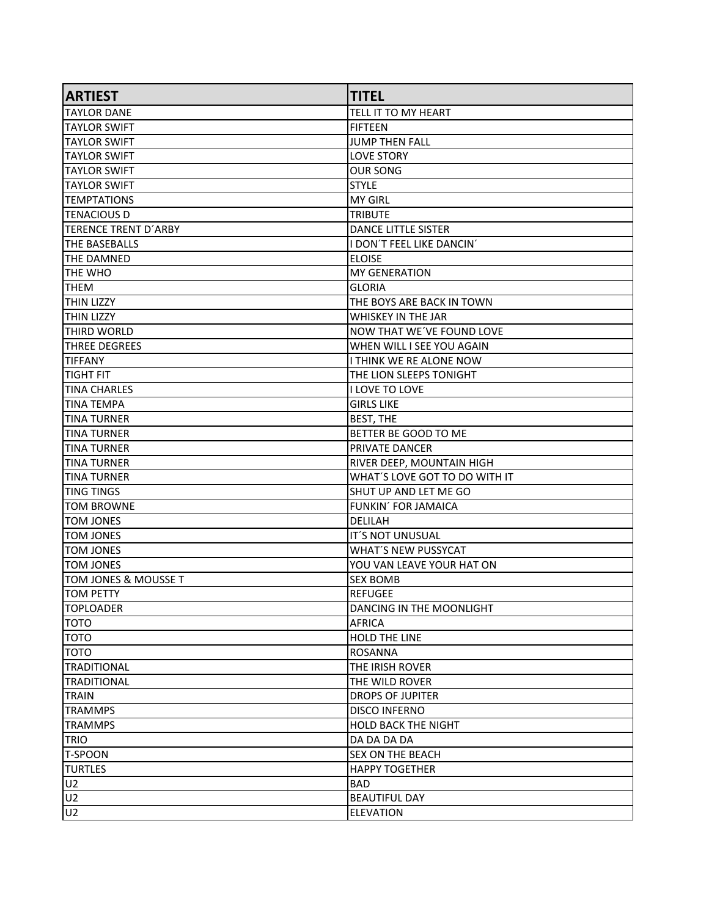| ARTIEST | TITEL |
|---|---|
| TAYLOR DANE | TELL IT TO MY HEART |
| TAYLOR SWIFT | FIFTEEN |
| TAYLOR SWIFT | JUMP THEN FALL |
| TAYLOR SWIFT | LOVE STORY |
| TAYLOR SWIFT | OUR SONG |
| TAYLOR SWIFT | STYLE |
| TEMPTATIONS | MY GIRL |
| TENACIOUS D | TRIBUTE |
| TERENCE TRENT D´ARBY | DANCE LITTLE SISTER |
| THE BASEBALLS | I DON´T FEEL LIKE DANCIN´ |
| THE DAMNED | ELOISE |
| THE WHO | MY GENERATION |
| THEM | GLORIA |
| THIN LIZZY | THE BOYS ARE BACK IN TOWN |
| THIN LIZZY | WHISKEY IN THE JAR |
| THIRD WORLD | NOW THAT WE´VE FOUND LOVE |
| THREE DEGREES | WHEN WILL I SEE YOU AGAIN |
| TIFFANY | I THINK WE RE ALONE NOW |
| TIGHT FIT | THE LION SLEEPS TONIGHT |
| TINA CHARLES | I LOVE TO LOVE |
| TINA TEMPA | GIRLS LIKE |
| TINA TURNER | BEST, THE |
| TINA TURNER | BETTER BE GOOD TO ME |
| TINA TURNER | PRIVATE DANCER |
| TINA TURNER | RIVER DEEP, MOUNTAIN HIGH |
| TINA TURNER | WHAT´S LOVE GOT TO DO WITH IT |
| TING TINGS | SHUT UP AND LET ME GO |
| TOM BROWNE | FUNKIN´ FOR JAMAICA |
| TOM JONES | DELILAH |
| TOM JONES | IT´S NOT UNUSUAL |
| TOM JONES | WHAT´S NEW PUSSYCAT |
| TOM JONES | YOU VAN LEAVE YOUR HAT ON |
| TOM JONES & MOUSSE T | SEX BOMB |
| TOM PETTY | REFUGEE |
| TOPLOADER | DANCING IN THE MOONLIGHT |
| TOTO | AFRICA |
| TOTO | HOLD THE LINE |
| TOTO | ROSANNA |
| TRADITIONAL | THE IRISH ROVER |
| TRADITIONAL | THE WILD ROVER |
| TRAIN | DROPS OF JUPITER |
| TRAMMPS | DISCO INFERNO |
| TRAMMPS | HOLD BACK THE NIGHT |
| TRIO | DA DA DA DA |
| T-SPOON | SEX ON THE BEACH |
| TURTLES | HAPPY TOGETHER |
| U2 | BAD |
| U2 | BEAUTIFUL DAY |
| U2 | ELEVATION |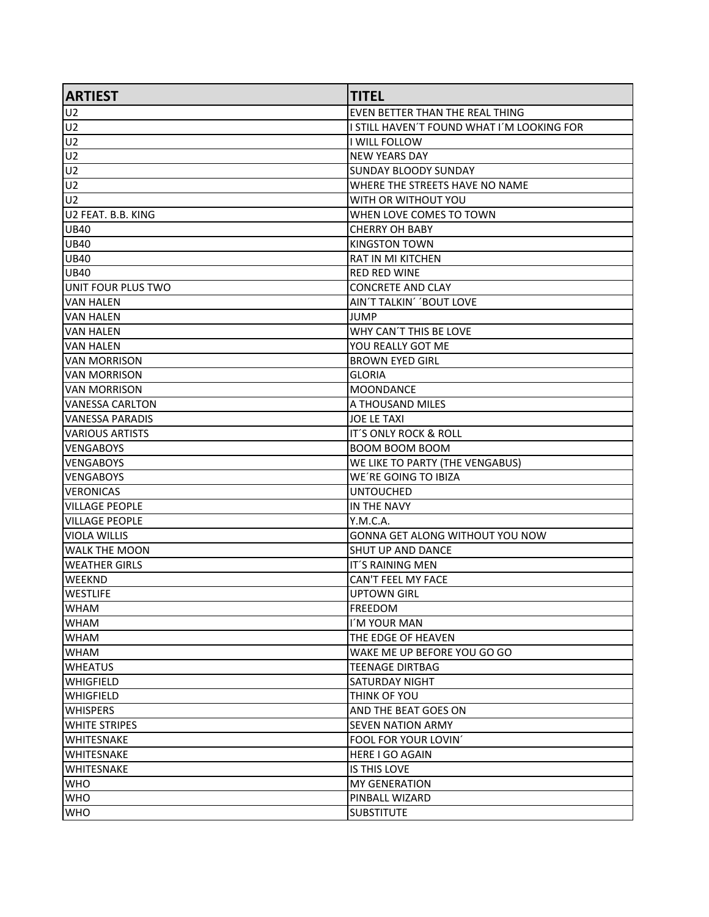| ARTIEST | TITEL |
| --- | --- |
| U2 | EVEN BETTER THAN THE REAL THING |
| U2 | I STILL HAVEN´T FOUND WHAT I´M LOOKING FOR |
| U2 | I WILL FOLLOW |
| U2 | NEW YEARS DAY |
| U2 | SUNDAY BLOODY SUNDAY |
| U2 | WHERE THE STREETS HAVE NO NAME |
| U2 | WITH OR WITHOUT YOU |
| U2 FEAT. B.B. KING | WHEN LOVE COMES TO TOWN |
| UB40 | CHERRY OH BABY |
| UB40 | KINGSTON TOWN |
| UB40 | RAT IN MI KITCHEN |
| UB40 | RED RED WINE |
| UNIT FOUR PLUS TWO | CONCRETE AND CLAY |
| VAN HALEN | AIN´T TALKIN´ ´BOUT LOVE |
| VAN HALEN | JUMP |
| VAN HALEN | WHY CAN´T THIS BE LOVE |
| VAN HALEN | YOU REALLY GOT ME |
| VAN MORRISON | BROWN EYED GIRL |
| VAN MORRISON | GLORIA |
| VAN MORRISON | MOONDANCE |
| VANESSA CARLTON | A THOUSAND MILES |
| VANESSA PARADIS | JOE LE TAXI |
| VARIOUS ARTISTS | IT´S ONLY ROCK & ROLL |
| VENGABOYS | BOOM BOOM BOOM |
| VENGABOYS | WE LIKE TO PARTY (THE VENGABUS) |
| VENGABOYS | WE´RE GOING TO IBIZA |
| VERONICAS | UNTOUCHED |
| VILLAGE PEOPLE | IN THE NAVY |
| VILLAGE PEOPLE | Y.M.C.A. |
| VIOLA WILLIS | GONNA GET ALONG WITHOUT YOU NOW |
| WALK THE MOON | SHUT UP AND DANCE |
| WEATHER GIRLS | IT´S RAINING MEN |
| WEEKND | CAN'T FEEL MY FACE |
| WESTLIFE | UPTOWN GIRL |
| WHAM | FREEDOM |
| WHAM | I´M YOUR MAN |
| WHAM | THE EDGE OF HEAVEN |
| WHAM | WAKE ME UP BEFORE YOU GO GO |
| WHEATUS | TEENAGE DIRTBAG |
| WHIGFIELD | SATURDAY NIGHT |
| WHIGFIELD | THINK OF YOU |
| WHISPERS | AND THE BEAT GOES ON |
| WHITE STRIPES | SEVEN NATION ARMY |
| WHITESNAKE | FOOL FOR YOUR LOVIN´ |
| WHITESNAKE | HERE I GO AGAIN |
| WHITESNAKE | IS THIS LOVE |
| WHO | MY GENERATION |
| WHO | PINBALL WIZARD |
| WHO | SUBSTITUTE |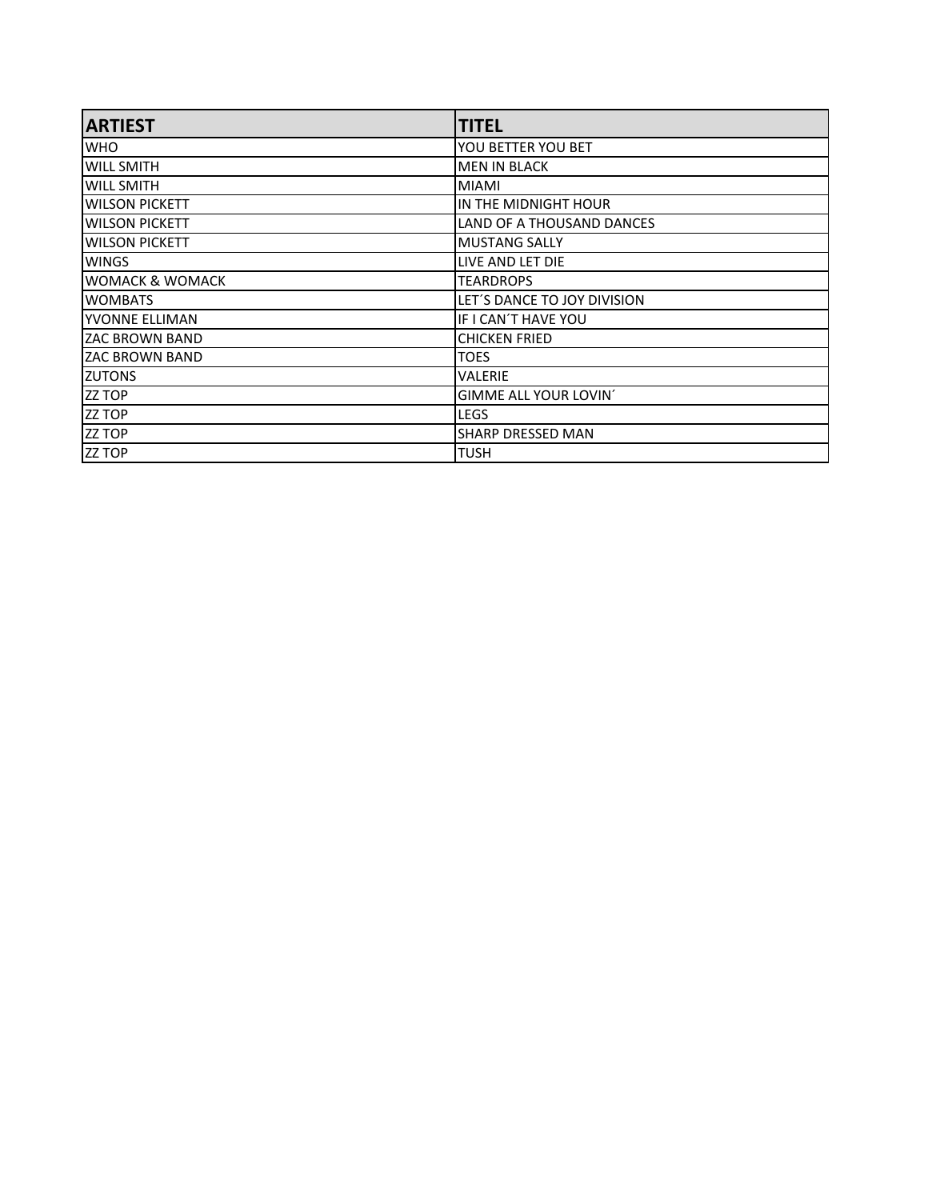| ARTIEST | TITEL |
|---|---|
| WHO | YOU BETTER YOU BET |
| WILL SMITH | MEN IN BLACK |
| WILL SMITH | MIAMI |
| WILSON PICKETT | IN THE MIDNIGHT HOUR |
| WILSON PICKETT | LAND OF A THOUSAND DANCES |
| WILSON PICKETT | MUSTANG SALLY |
| WINGS | LIVE AND LET DIE |
| WOMACK & WOMACK | TEARDROPS |
| WOMBATS | LET´S DANCE TO JOY DIVISION |
| YVONNE ELLIMAN | IF I CAN´T HAVE YOU |
| ZAC BROWN BAND | CHICKEN FRIED |
| ZAC BROWN BAND | TOES |
| ZUTONS | VALERIE |
| ZZ TOP | GIMME ALL YOUR LOVIN´ |
| ZZ TOP | LEGS |
| ZZ TOP | SHARP DRESSED MAN |
| ZZ TOP | TUSH |